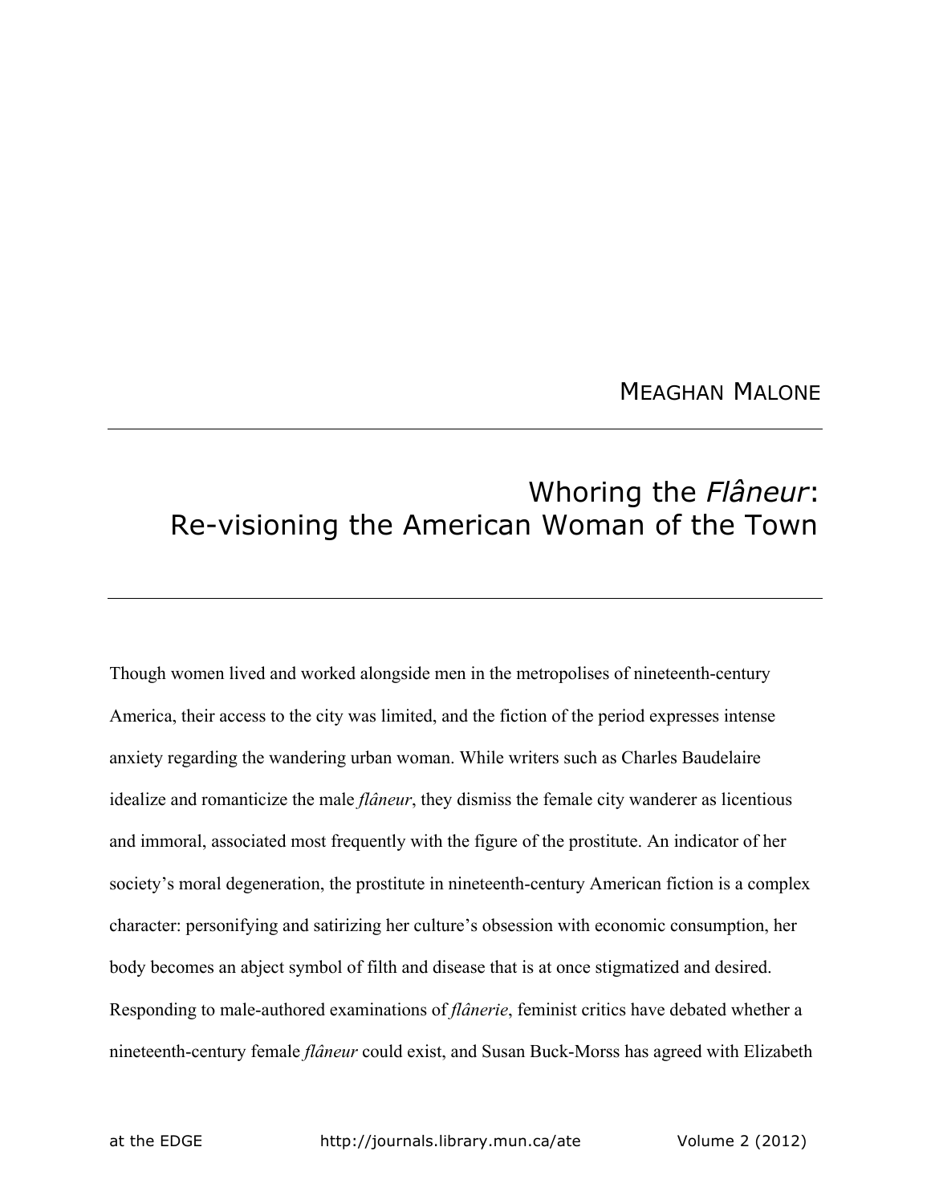MEAGHAN MALONE

# Whoring the *Flâneur*: Re-visioning the American Woman of the Town

Though women lived and worked alongside men in the metropolises of nineteenth-century America, their access to the city was limited, and the fiction of the period expresses intense anxiety regarding the wandering urban woman. While writers such as Charles Baudelaire idealize and romanticize the male *flâneur*, they dismiss the female city wanderer as licentious and immoral, associated most frequently with the figure of the prostitute. An indicator of her society's moral degeneration, the prostitute in nineteenth-century American fiction is a complex character: personifying and satirizing her culture's obsession with economic consumption, her body becomes an abject symbol of filth and disease that is at once stigmatized and desired. Responding to male-authored examinations of *flânerie*, feminist critics have debated whether a nineteenth-century female *flâneur* could exist, and Susan Buck-Morss has agreed with Elizabeth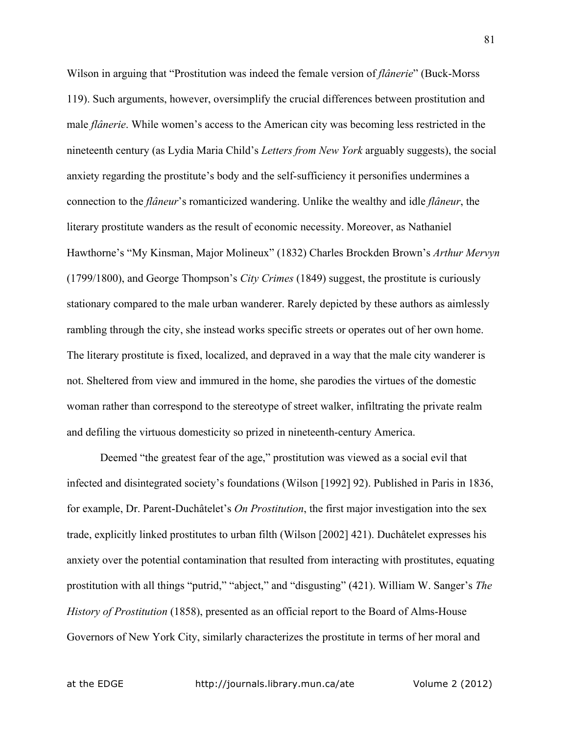Wilson in arguing that "Prostitution was indeed the female version of *flânerie*" (Buck-Morss 119). Such arguments, however, oversimplify the crucial differences between prostitution and male *flânerie*. While women's access to the American city was becoming less restricted in the nineteenth century (as Lydia Maria Child's *Letters from New York* arguably suggests), the social anxiety regarding the prostitute's body and the self-sufficiency it personifies undermines a connection to the *flâneur*'s romanticized wandering. Unlike the wealthy and idle *flâneur*, the literary prostitute wanders as the result of economic necessity. Moreover, as Nathaniel Hawthorne's "My Kinsman, Major Molineux" (1832) Charles Brockden Brown's *Arthur Mervyn* (1799/1800), and George Thompson's *City Crimes* (1849) suggest, the prostitute is curiously stationary compared to the male urban wanderer. Rarely depicted by these authors as aimlessly rambling through the city, she instead works specific streets or operates out of her own home. The literary prostitute is fixed, localized, and depraved in a way that the male city wanderer is not. Sheltered from view and immured in the home, she parodies the virtues of the domestic woman rather than correspond to the stereotype of street walker, infiltrating the private realm and defiling the virtuous domesticity so prized in nineteenth-century America.

Deemed "the greatest fear of the age," prostitution was viewed as a social evil that infected and disintegrated society's foundations (Wilson [1992] 92). Published in Paris in 1836, for example, Dr. Parent-Duchâtelet's *On Prostitution*, the first major investigation into the sex trade, explicitly linked prostitutes to urban filth (Wilson [2002] 421). Duchâtelet expresses his anxiety over the potential contamination that resulted from interacting with prostitutes, equating prostitution with all things "putrid," "abject," and "disgusting" (421). William W. Sanger's *The History of Prostitution* (1858), presented as an official report to the Board of Alms-House Governors of New York City, similarly characterizes the prostitute in terms of her moral and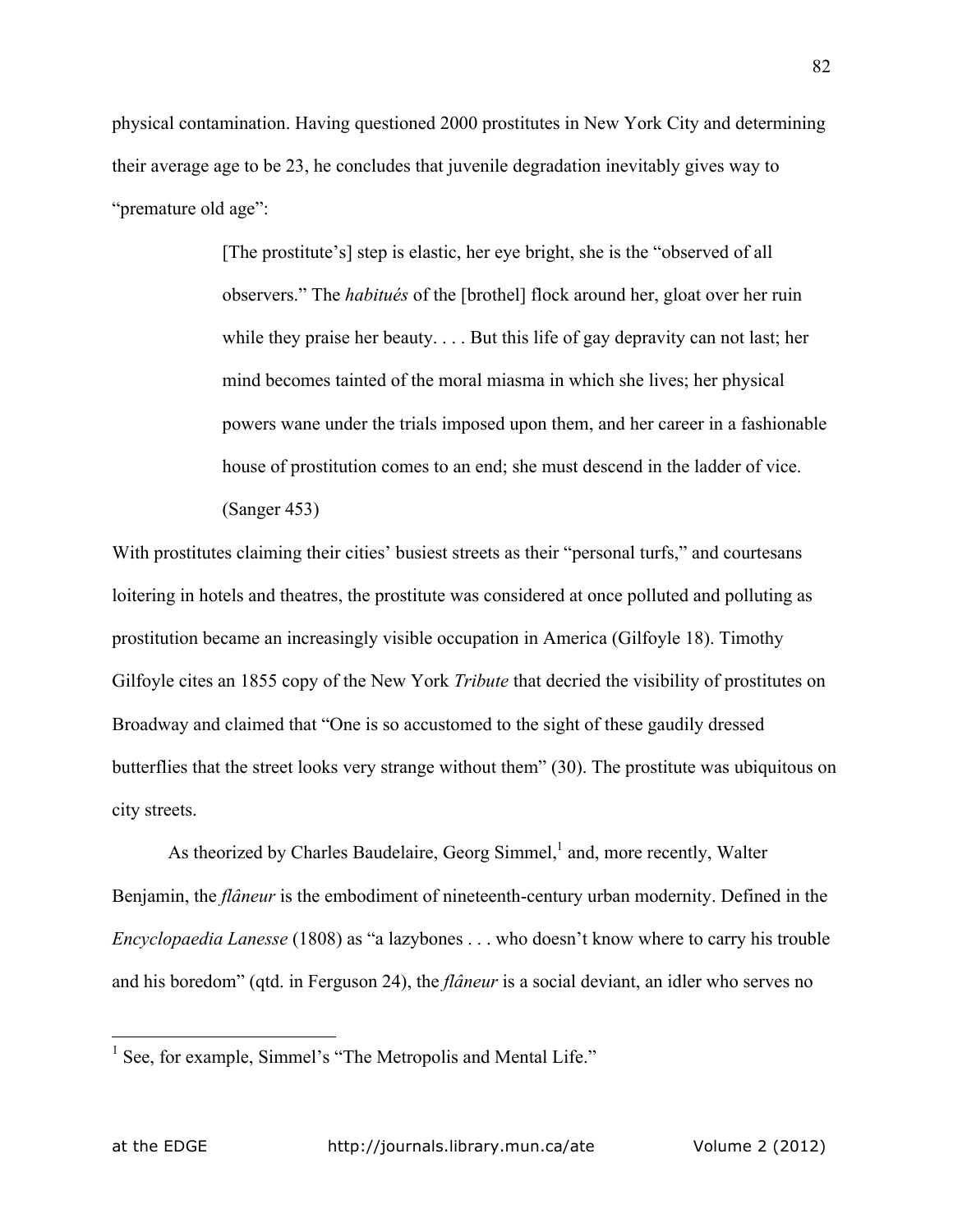physical contamination. Having questioned 2000 prostitutes in New York City and determining their average age to be 23, he concludes that juvenile degradation inevitably gives way to "premature old age":

> [The prostitute's] step is elastic, her eye bright, she is the "observed of all observers." The *habitués* of the [brothel] flock around her, gloat over her ruin while they praise her beauty. . . . But this life of gay depravity can not last; her mind becomes tainted of the moral miasma in which she lives; her physical powers wane under the trials imposed upon them, and her career in a fashionable house of prostitution comes to an end; she must descend in the ladder of vice. (Sanger 453)

With prostitutes claiming their cities' busiest streets as their "personal turfs," and courtesans loitering in hotels and theatres, the prostitute was considered at once polluted and polluting as prostitution became an increasingly visible occupation in America (Gilfoyle 18). Timothy Gilfoyle cites an 1855 copy of the New York *Tribute* that decried the visibility of prostitutes on Broadway and claimed that "One is so accustomed to the sight of these gaudily dressed butterflies that the street looks very strange without them" (30). The prostitute was ubiquitous on city streets.

As theorized by Charles Baudelaire, Georg Simmel,[1] and, more recently, Walter Benjamin, the *flâneur* is the embodiment of nineteenth-century urban modernity. Defined in the *Encyclopaedia Lanesse* (1808) as "a lazybones . . . who doesn't know where to carry his trouble and his boredom" (qtd. in Ferguson 24), the *flâneur* is a social deviant, an idler who serves no

[1] See, for example, Simmel's "The Metropolis and Mental Life."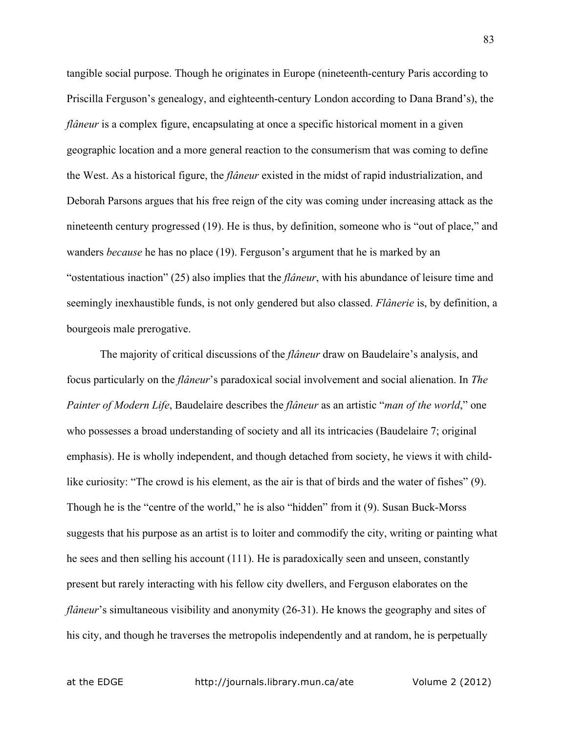tangible social purpose. Though he originates in Europe (nineteenth-century Paris according to Priscilla Ferguson's genealogy, and eighteenth-century London according to Dana Brand's), the *flâneur* is a complex figure, encapsulating at once a specific historical moment in a given geographic location and a more general reaction to the consumerism that was coming to define the West. As a historical figure, the *flâneur* existed in the midst of rapid industrialization, and Deborah Parsons argues that his free reign of the city was coming under increasing attack as the nineteenth century progressed (19). He is thus, by definition, someone who is "out of place," and wanders *because* he has no place (19). Ferguson's argument that he is marked by an "ostentatious inaction" (25) also implies that the *flâneur*, with his abundance of leisure time and seemingly inexhaustible funds, is not only gendered but also classed. *Flânerie* is, by definition, a bourgeois male prerogative.

The majority of critical discussions of the *flâneur* draw on Baudelaire's analysis, and focus particularly on the *flâneur*'s paradoxical social involvement and social alienation. In *The Painter of Modern Life*, Baudelaire describes the *flâneur* as an artistic "*man of the world*," one who possesses a broad understanding of society and all its intricacies (Baudelaire 7; original emphasis). He is wholly independent, and though detached from society, he views it with child-like curiosity: "The crowd is his element, as the air is that of birds and the water of fishes" (9). Though he is the "centre of the world," he is also "hidden" from it (9). Susan Buck-Morss suggests that his purpose as an artist is to loiter and commodify the city, writing or painting what he sees and then selling his account (111). He is paradoxically seen and unseen, constantly present but rarely interacting with his fellow city dwellers, and Ferguson elaborates on the *flâneur*'s simultaneous visibility and anonymity (26-31). He knows the geography and sites of his city, and though he traverses the metropolis independently and at random, he is perpetually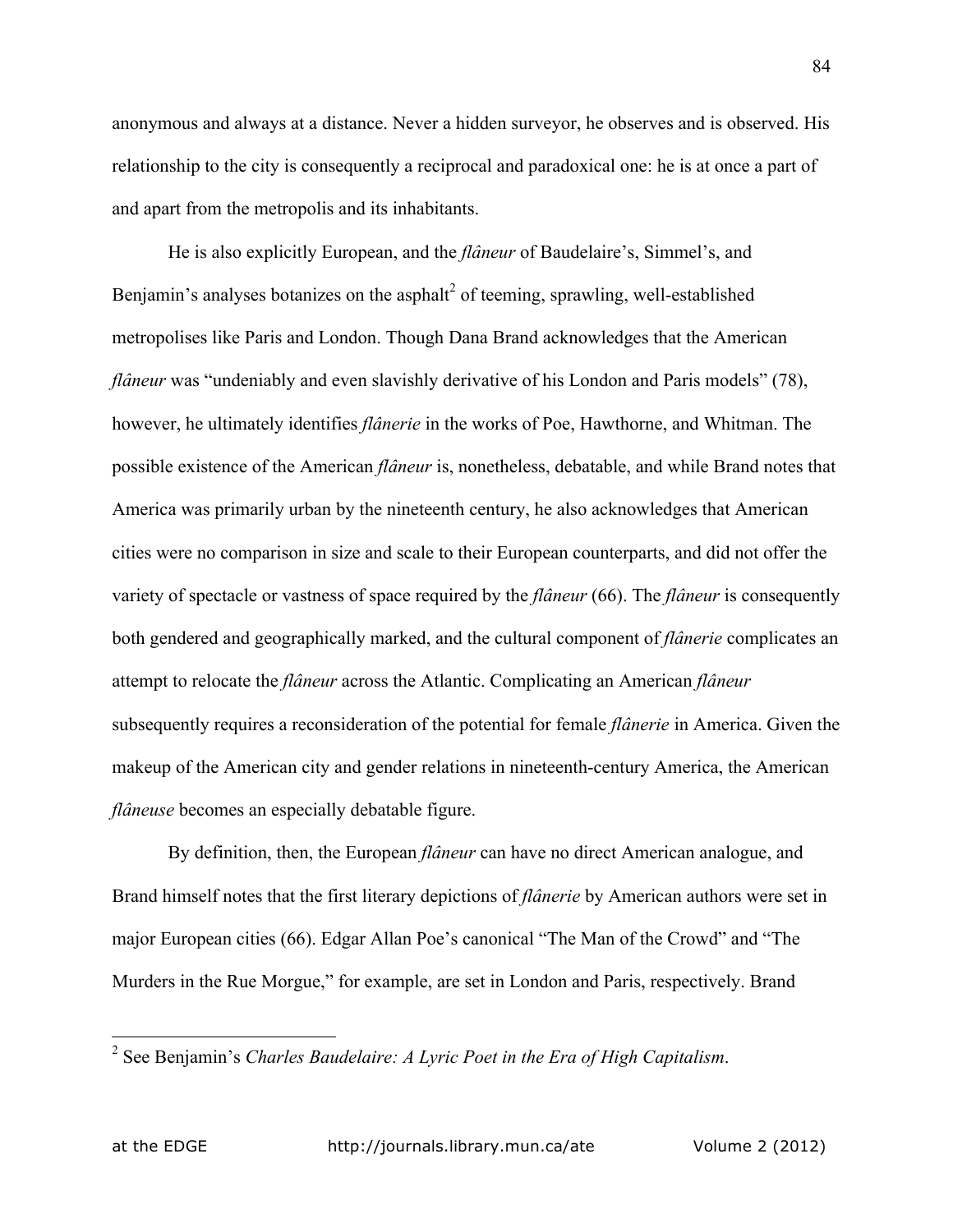anonymous and always at a distance. Never a hidden surveyor, he observes and is observed. His relationship to the city is consequently a reciprocal and paradoxical one: he is at once a part of and apart from the metropolis and its inhabitants.

He is also explicitly European, and the *flâneur* of Baudelaire's, Simmel's, and Benjamin's analyses botanizes on the asphalt[2] of teeming, sprawling, well-established metropolises like Paris and London. Though Dana Brand acknowledges that the American *flâneur* was "undeniably and even slavishly derivative of his London and Paris models" (78), however, he ultimately identifies *flânerie* in the works of Poe, Hawthorne, and Whitman. The possible existence of the American *flâneur* is, nonetheless, debatable, and while Brand notes that America was primarily urban by the nineteenth century, he also acknowledges that American cities were no comparison in size and scale to their European counterparts, and did not offer the variety of spectacle or vastness of space required by the *flâneur* (66). The *flâneur* is consequently both gendered and geographically marked, and the cultural component of *flânerie* complicates an attempt to relocate the *flâneur* across the Atlantic. Complicating an American *flâneur* subsequently requires a reconsideration of the potential for female *flânerie* in America. Given the makeup of the American city and gender relations in nineteenth-century America, the American *flâneuse* becomes an especially debatable figure.

By definition, then, the European *flâneur* can have no direct American analogue, and Brand himself notes that the first literary depictions of *flânerie* by American authors were set in major European cities (66). Edgar Allan Poe's canonical "The Man of the Crowd" and "The Murders in the Rue Morgue," for example, are set in London and Paris, respectively. Brand

---

[2] See Benjamin's *Charles Baudelaire: A Lyric Poet in the Era of High Capitalism*.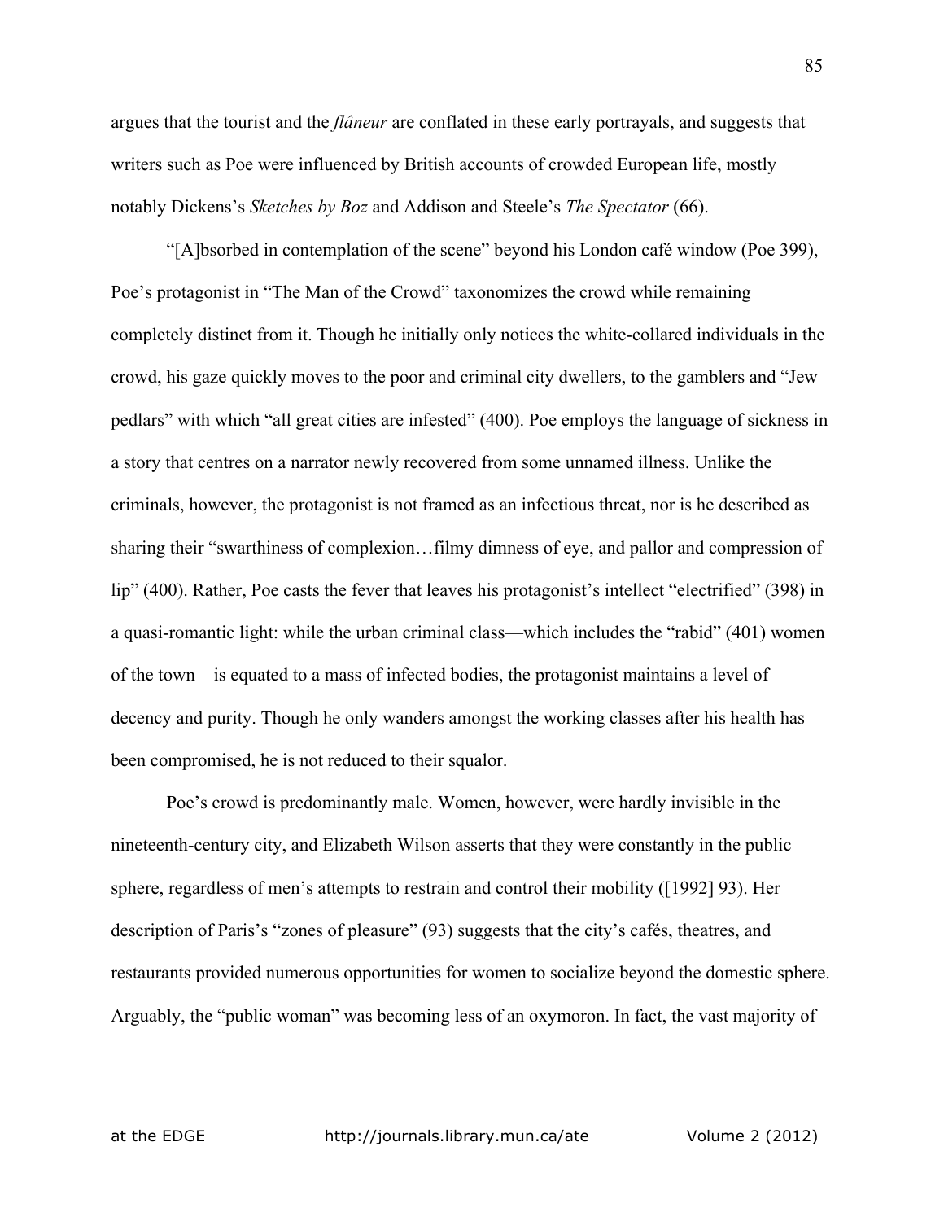argues that the tourist and the *flâneur* are conflated in these early portrayals, and suggests that writers such as Poe were influenced by British accounts of crowded European life, mostly notably Dickens's *Sketches by Boz* and Addison and Steele's *The Spectator* (66).

"[A]bsorbed in contemplation of the scene" beyond his London café window (Poe 399), Poe's protagonist in "The Man of the Crowd" taxonomizes the crowd while remaining completely distinct from it. Though he initially only notices the white-collared individuals in the crowd, his gaze quickly moves to the poor and criminal city dwellers, to the gamblers and "Jew pedlars" with which "all great cities are infested" (400). Poe employs the language of sickness in a story that centres on a narrator newly recovered from some unnamed illness. Unlike the criminals, however, the protagonist is not framed as an infectious threat, nor is he described as sharing their "swarthiness of complexion…filmy dimness of eye, and pallor and compression of lip" (400). Rather, Poe casts the fever that leaves his protagonist's intellect "electrified" (398) in a quasi-romantic light: while the urban criminal class—which includes the "rabid" (401) women of the town—is equated to a mass of infected bodies, the protagonist maintains a level of decency and purity. Though he only wanders amongst the working classes after his health has been compromised, he is not reduced to their squalor.

Poe's crowd is predominantly male. Women, however, were hardly invisible in the nineteenth-century city, and Elizabeth Wilson asserts that they were constantly in the public sphere, regardless of men's attempts to restrain and control their mobility ([1992] 93). Her description of Paris's "zones of pleasure" (93) suggests that the city's cafés, theatres, and restaurants provided numerous opportunities for women to socialize beyond the domestic sphere. Arguably, the "public woman" was becoming less of an oxymoron. In fact, the vast majority of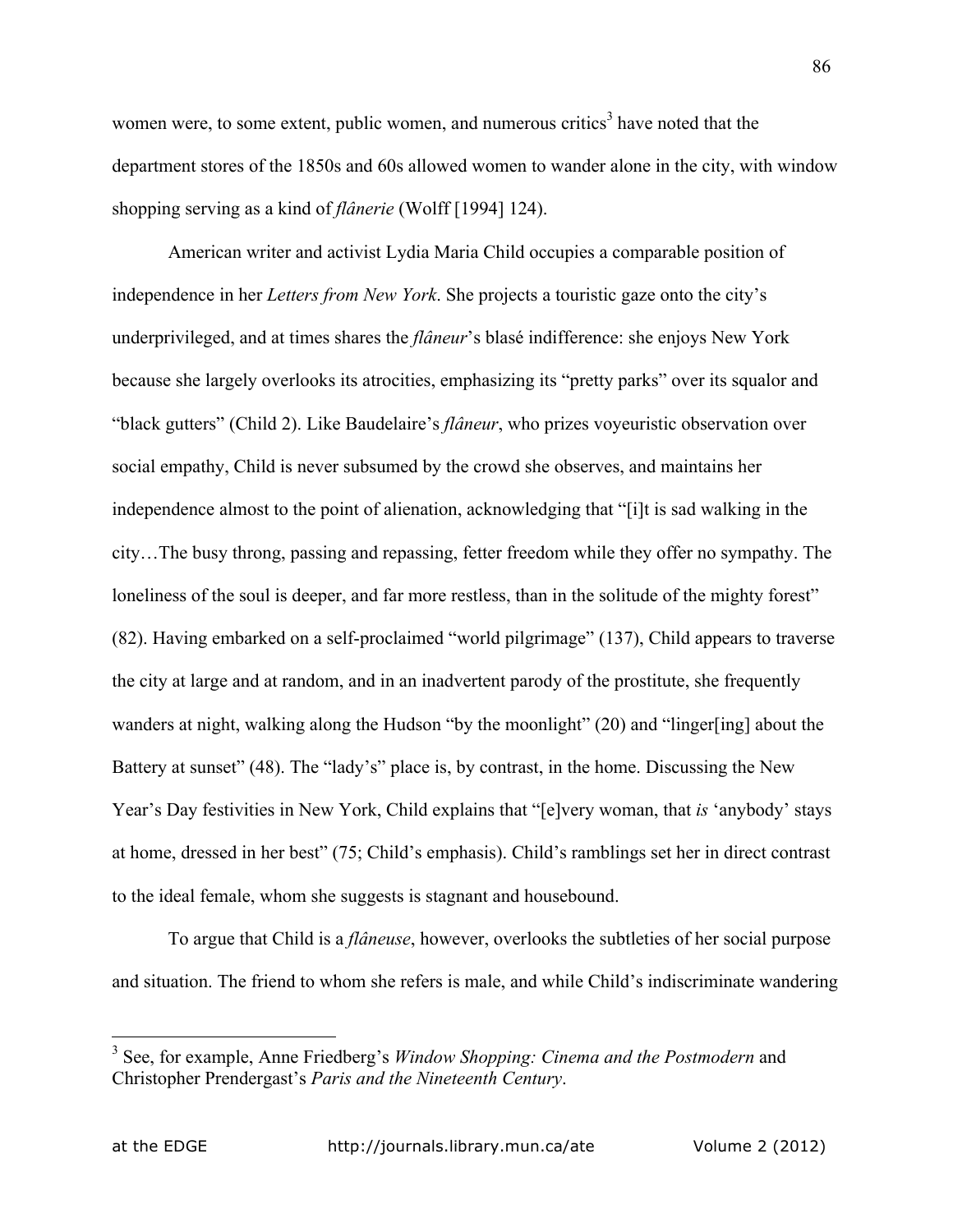women were, to some extent, public women, and numerous critics[3] have noted that the department stores of the 1850s and 60s allowed women to wander alone in the city, with window shopping serving as a kind of *flânerie* (Wolff [1994] 124).

American writer and activist Lydia Maria Child occupies a comparable position of independence in her *Letters from New York*. She projects a touristic gaze onto the city's underprivileged, and at times shares the *flâneur*'s blasé indifference: she enjoys New York because she largely overlooks its atrocities, emphasizing its "pretty parks" over its squalor and "black gutters" (Child 2). Like Baudelaire's *flâneur*, who prizes voyeuristic observation over social empathy, Child is never subsumed by the crowd she observes, and maintains her independence almost to the point of alienation, acknowledging that "[i]t is sad walking in the city…The busy throng, passing and repassing, fetter freedom while they offer no sympathy. The loneliness of the soul is deeper, and far more restless, than in the solitude of the mighty forest" (82). Having embarked on a self-proclaimed "world pilgrimage" (137), Child appears to traverse the city at large and at random, and in an inadvertent parody of the prostitute, she frequently wanders at night, walking along the Hudson "by the moonlight" (20) and "linger[ing] about the Battery at sunset" (48). The "lady's" place is, by contrast, in the home. Discussing the New Year's Day festivities in New York, Child explains that "[e]very woman, that *is* 'anybody' stays at home, dressed in her best" (75; Child's emphasis). Child's ramblings set her in direct contrast to the ideal female, whom she suggests is stagnant and housebound.

To argue that Child is a *flâneuse*, however, overlooks the subtleties of her social purpose and situation. The friend to whom she refers is male, and while Child's indiscriminate wandering

[3] See, for example, Anne Friedberg's *Window Shopping: Cinema and the Postmodern* and Christopher Prendergast's *Paris and the Nineteenth Century*.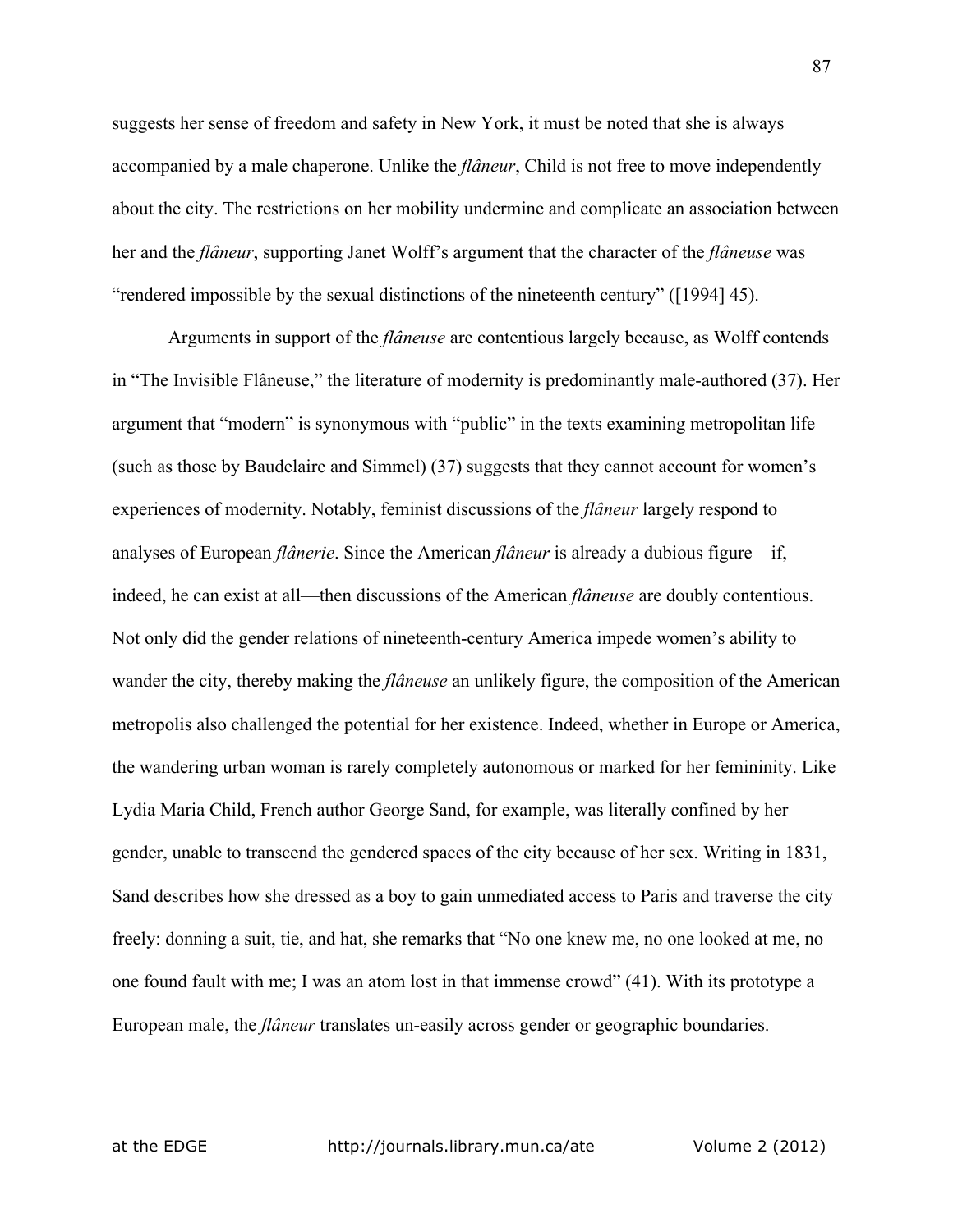suggests her sense of freedom and safety in New York, it must be noted that she is always accompanied by a male chaperone. Unlike the *flâneur*, Child is not free to move independently about the city. The restrictions on her mobility undermine and complicate an association between her and the *flâneur*, supporting Janet Wolff's argument that the character of the *flâneuse* was "rendered impossible by the sexual distinctions of the nineteenth century" ([1994] 45).

Arguments in support of the *flâneuse* are contentious largely because, as Wolff contends in "The Invisible Flâneuse," the literature of modernity is predominantly male-authored (37). Her argument that "modern" is synonymous with "public" in the texts examining metropolitan life (such as those by Baudelaire and Simmel) (37) suggests that they cannot account for women's experiences of modernity. Notably, feminist discussions of the *flâneur* largely respond to analyses of European *flânerie*. Since the American *flâneur* is already a dubious figure—if, indeed, he can exist at all—then discussions of the American *flâneuse* are doubly contentious. Not only did the gender relations of nineteenth-century America impede women's ability to wander the city, thereby making the *flâneuse* an unlikely figure, the composition of the American metropolis also challenged the potential for her existence. Indeed, whether in Europe or America, the wandering urban woman is rarely completely autonomous or marked for her femininity. Like Lydia Maria Child, French author George Sand, for example, was literally confined by her gender, unable to transcend the gendered spaces of the city because of her sex. Writing in 1831, Sand describes how she dressed as a boy to gain unmediated access to Paris and traverse the city freely: donning a suit, tie, and hat, she remarks that "No one knew me, no one looked at me, no one found fault with me; I was an atom lost in that immense crowd" (41). With its prototype a European male, the *flâneur* translates un-easily across gender or geographic boundaries.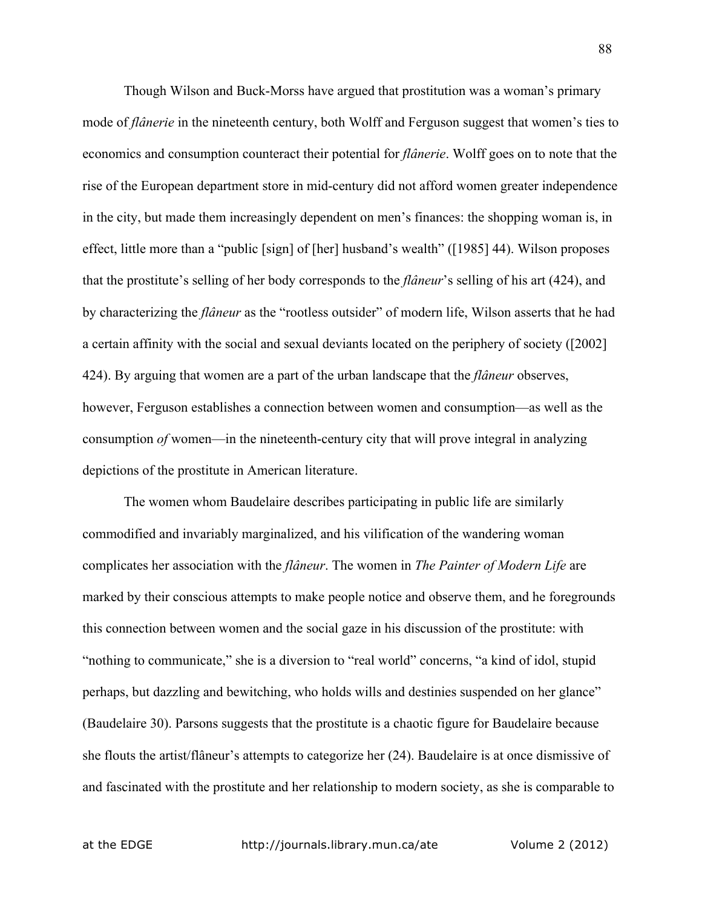Though Wilson and Buck-Morss have argued that prostitution was a woman's primary mode of *flânerie* in the nineteenth century, both Wolff and Ferguson suggest that women's ties to economics and consumption counteract their potential for *flânerie*. Wolff goes on to note that the rise of the European department store in mid-century did not afford women greater independence in the city, but made them increasingly dependent on men's finances: the shopping woman is, in effect, little more than a "public [sign] of [her] husband's wealth" ([1985] 44). Wilson proposes that the prostitute's selling of her body corresponds to the *flâneur*'s selling of his art (424), and by characterizing the *flâneur* as the "rootless outsider" of modern life, Wilson asserts that he had a certain affinity with the social and sexual deviants located on the periphery of society ([2002] 424). By arguing that women are a part of the urban landscape that the *flâneur* observes, however, Ferguson establishes a connection between women and consumption—as well as the consumption *of* women—in the nineteenth-century city that will prove integral in analyzing depictions of the prostitute in American literature.

The women whom Baudelaire describes participating in public life are similarly commodified and invariably marginalized, and his vilification of the wandering woman complicates her association with the *flâneur*. The women in *The Painter of Modern Life* are marked by their conscious attempts to make people notice and observe them, and he foregrounds this connection between women and the social gaze in his discussion of the prostitute: with "nothing to communicate," she is a diversion to "real world" concerns, "a kind of idol, stupid perhaps, but dazzling and bewitching, who holds wills and destinies suspended on her glance" (Baudelaire 30). Parsons suggests that the prostitute is a chaotic figure for Baudelaire because she flouts the artist/flâneur's attempts to categorize her (24). Baudelaire is at once dismissive of and fascinated with the prostitute and her relationship to modern society, as she is comparable to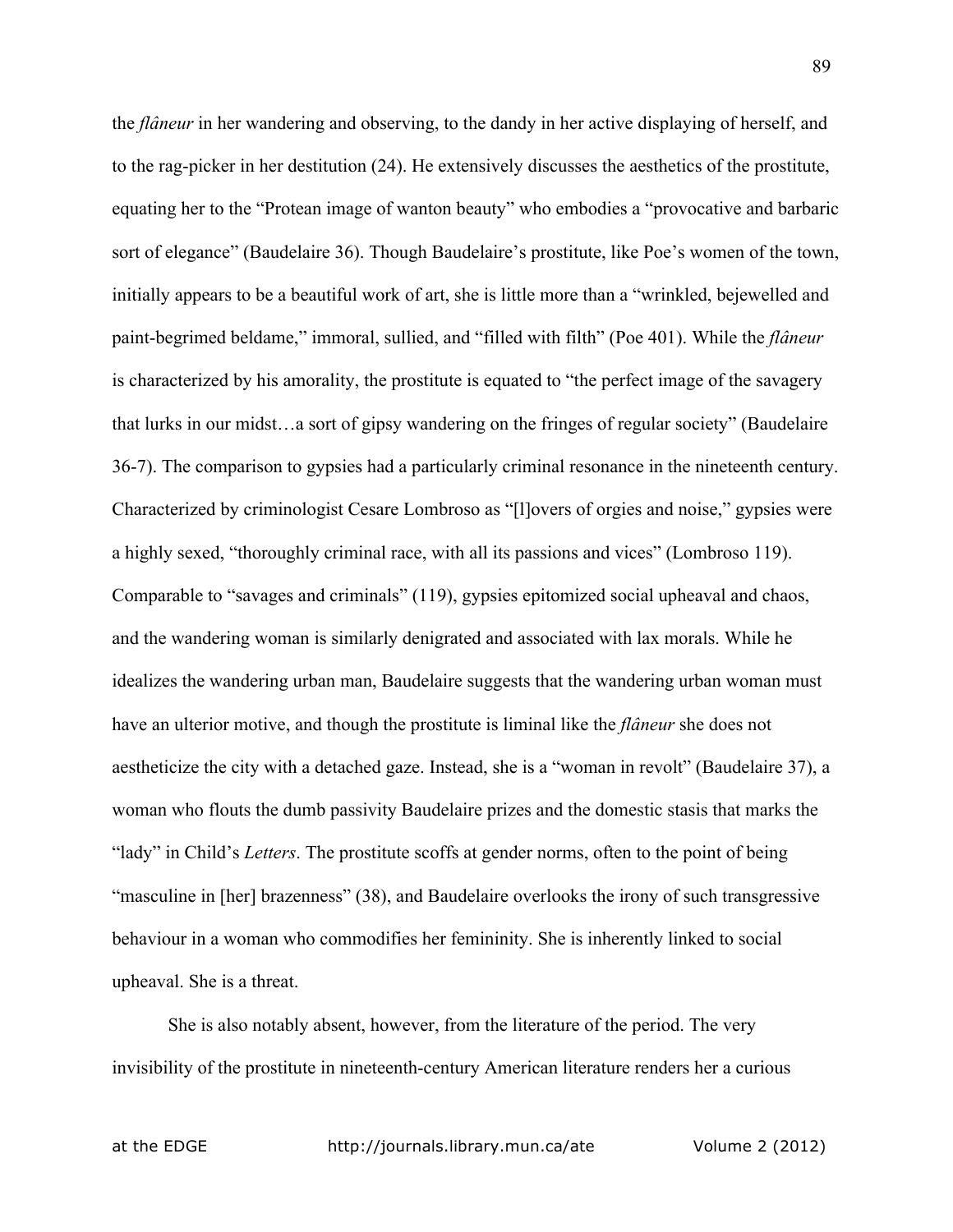the *flâneur* in her wandering and observing, to the dandy in her active displaying of herself, and to the rag-picker in her destitution (24). He extensively discusses the aesthetics of the prostitute, equating her to the "Protean image of wanton beauty" who embodies a "provocative and barbaric sort of elegance" (Baudelaire 36). Though Baudelaire's prostitute, like Poe's women of the town, initially appears to be a beautiful work of art, she is little more than a "wrinkled, bejewelled and paint-begrimed beldame," immoral, sullied, and "filled with filth" (Poe 401). While the *flâneur* is characterized by his amorality, the prostitute is equated to "the perfect image of the savagery that lurks in our midst…a sort of gipsy wandering on the fringes of regular society" (Baudelaire 36-7). The comparison to gypsies had a particularly criminal resonance in the nineteenth century. Characterized by criminologist Cesare Lombroso as "[l]overs of orgies and noise," gypsies were a highly sexed, "thoroughly criminal race, with all its passions and vices" (Lombroso 119). Comparable to "savages and criminals" (119), gypsies epitomized social upheaval and chaos, and the wandering woman is similarly denigrated and associated with lax morals. While he idealizes the wandering urban man, Baudelaire suggests that the wandering urban woman must have an ulterior motive, and though the prostitute is liminal like the *flâneur* she does not aestheticize the city with a detached gaze. Instead, she is a "woman in revolt" (Baudelaire 37), a woman who flouts the dumb passivity Baudelaire prizes and the domestic stasis that marks the "lady" in Child's *Letters*. The prostitute scoffs at gender norms, often to the point of being "masculine in [her] brazenness" (38), and Baudelaire overlooks the irony of such transgressive behaviour in a woman who commodifies her femininity. She is inherently linked to social upheaval. She is a threat.

She is also notably absent, however, from the literature of the period. The very invisibility of the prostitute in nineteenth-century American literature renders her a curious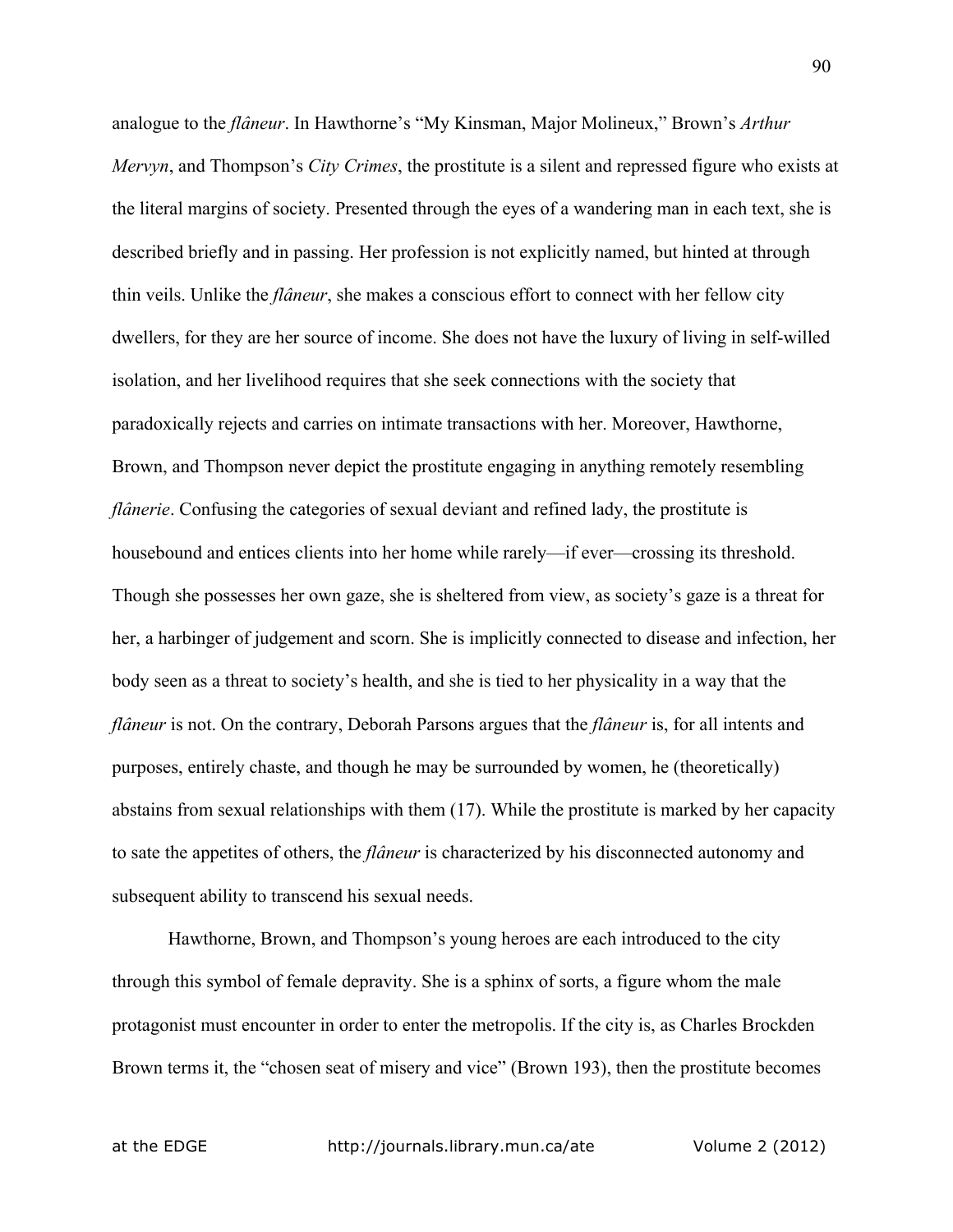analogue to the *flâneur*. In Hawthorne's "My Kinsman, Major Molineux," Brown's *Arthur Mervyn*, and Thompson's *City Crimes*, the prostitute is a silent and repressed figure who exists at the literal margins of society. Presented through the eyes of a wandering man in each text, she is described briefly and in passing. Her profession is not explicitly named, but hinted at through thin veils. Unlike the *flâneur*, she makes a conscious effort to connect with her fellow city dwellers, for they are her source of income. She does not have the luxury of living in self-willed isolation, and her livelihood requires that she seek connections with the society that paradoxically rejects and carries on intimate transactions with her. Moreover, Hawthorne, Brown, and Thompson never depict the prostitute engaging in anything remotely resembling *flânerie*. Confusing the categories of sexual deviant and refined lady, the prostitute is housebound and entices clients into her home while rarely—if ever—crossing its threshold. Though she possesses her own gaze, she is sheltered from view, as society's gaze is a threat for her, a harbinger of judgement and scorn. She is implicitly connected to disease and infection, her body seen as a threat to society's health, and she is tied to her physicality in a way that the *flâneur* is not. On the contrary, Deborah Parsons argues that the *flâneur* is, for all intents and purposes, entirely chaste, and though he may be surrounded by women, he (theoretically) abstains from sexual relationships with them (17). While the prostitute is marked by her capacity to sate the appetites of others, the *flâneur* is characterized by his disconnected autonomy and subsequent ability to transcend his sexual needs.

Hawthorne, Brown, and Thompson's young heroes are each introduced to the city through this symbol of female depravity. She is a sphinx of sorts, a figure whom the male protagonist must encounter in order to enter the metropolis. If the city is, as Charles Brockden Brown terms it, the "chosen seat of misery and vice" (Brown 193), then the prostitute becomes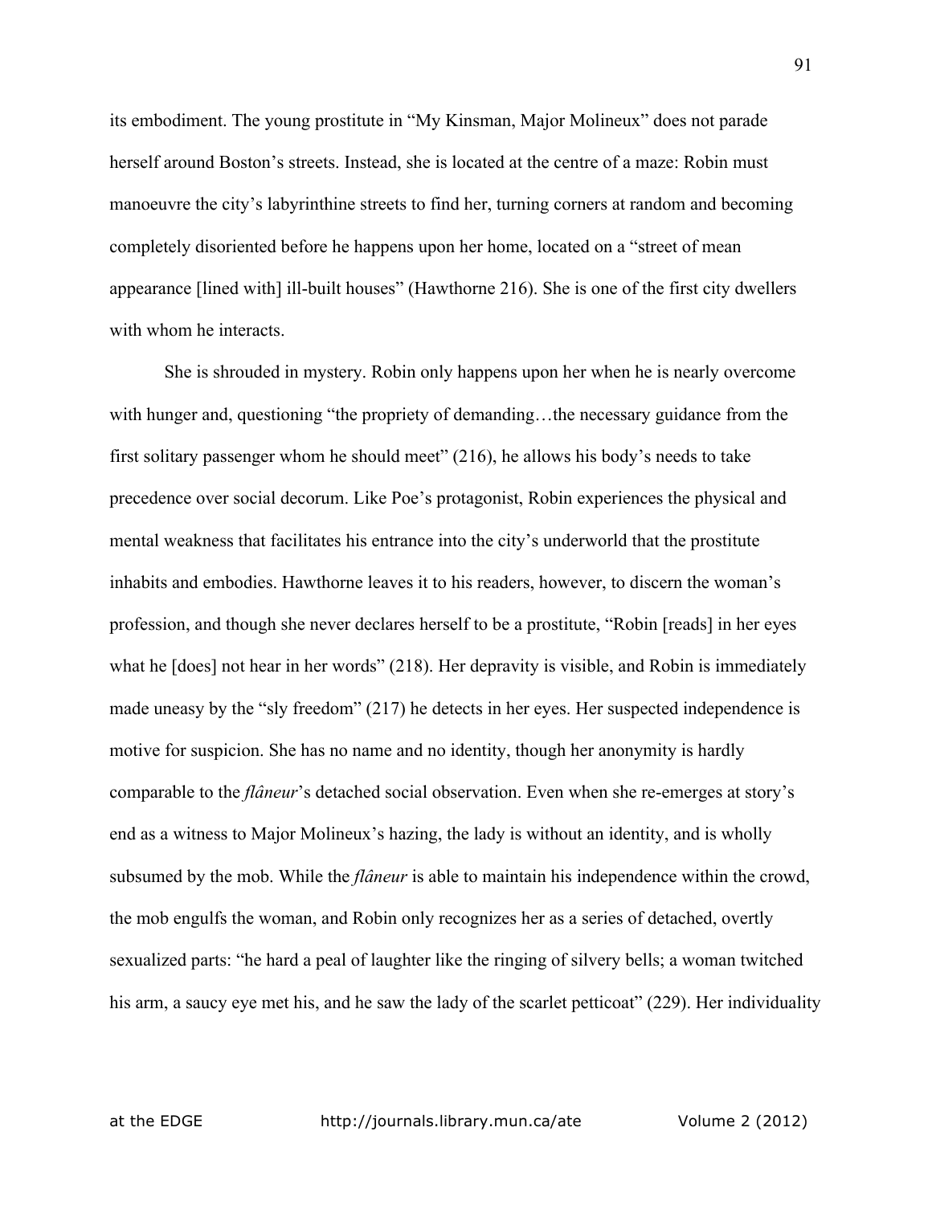its embodiment. The young prostitute in "My Kinsman, Major Molineux" does not parade herself around Boston's streets. Instead, she is located at the centre of a maze: Robin must manoeuvre the city's labyrinthine streets to find her, turning corners at random and becoming completely disoriented before he happens upon her home, located on a "street of mean appearance [lined with] ill-built houses" (Hawthorne 216). She is one of the first city dwellers with whom he interacts.

She is shrouded in mystery. Robin only happens upon her when he is nearly overcome with hunger and, questioning "the propriety of demanding…the necessary guidance from the first solitary passenger whom he should meet" (216), he allows his body's needs to take precedence over social decorum. Like Poe's protagonist, Robin experiences the physical and mental weakness that facilitates his entrance into the city's underworld that the prostitute inhabits and embodies. Hawthorne leaves it to his readers, however, to discern the woman's profession, and though she never declares herself to be a prostitute, "Robin [reads] in her eyes what he [does] not hear in her words" (218). Her depravity is visible, and Robin is immediately made uneasy by the "sly freedom" (217) he detects in her eyes. Her suspected independence is motive for suspicion. She has no name and no identity, though her anonymity is hardly comparable to the *flâneur*'s detached social observation. Even when she re-emerges at story's end as a witness to Major Molineux's hazing, the lady is without an identity, and is wholly subsumed by the mob. While the *flâneur* is able to maintain his independence within the crowd, the mob engulfs the woman, and Robin only recognizes her as a series of detached, overtly sexualized parts: "he hard a peal of laughter like the ringing of silvery bells; a woman twitched his arm, a saucy eye met his, and he saw the lady of the scarlet petticoat" (229). Her individuality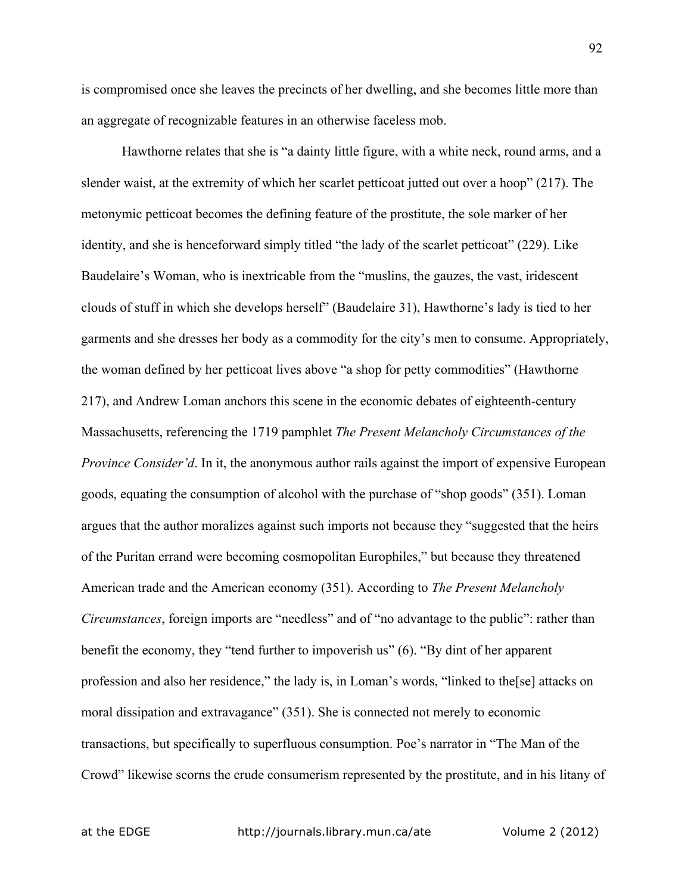is compromised once she leaves the precincts of her dwelling, and she becomes little more than an aggregate of recognizable features in an otherwise faceless mob.

Hawthorne relates that she is "a dainty little figure, with a white neck, round arms, and a slender waist, at the extremity of which her scarlet petticoat jutted out over a hoop" (217). The metonymic petticoat becomes the defining feature of the prostitute, the sole marker of her identity, and she is henceforward simply titled "the lady of the scarlet petticoat" (229). Like Baudelaire's Woman, who is inextricable from the "muslins, the gauzes, the vast, iridescent clouds of stuff in which she develops herself" (Baudelaire 31), Hawthorne's lady is tied to her garments and she dresses her body as a commodity for the city's men to consume. Appropriately, the woman defined by her petticoat lives above "a shop for petty commodities" (Hawthorne 217), and Andrew Loman anchors this scene in the economic debates of eighteenth-century Massachusetts, referencing the 1719 pamphlet *The Present Melancholy Circumstances of the Province Consider'd*. In it, the anonymous author rails against the import of expensive European goods, equating the consumption of alcohol with the purchase of "shop goods" (351). Loman argues that the author moralizes against such imports not because they "suggested that the heirs of the Puritan errand were becoming cosmopolitan Europhiles," but because they threatened American trade and the American economy (351). According to *The Present Melancholy Circumstances*, foreign imports are "needless" and of "no advantage to the public": rather than benefit the economy, they "tend further to impoverish us" (6). "By dint of her apparent profession and also her residence," the lady is, in Loman's words, "linked to the[se] attacks on moral dissipation and extravagance" (351). She is connected not merely to economic transactions, but specifically to superfluous consumption. Poe's narrator in "The Man of the Crowd" likewise scorns the crude consumerism represented by the prostitute, and in his litany of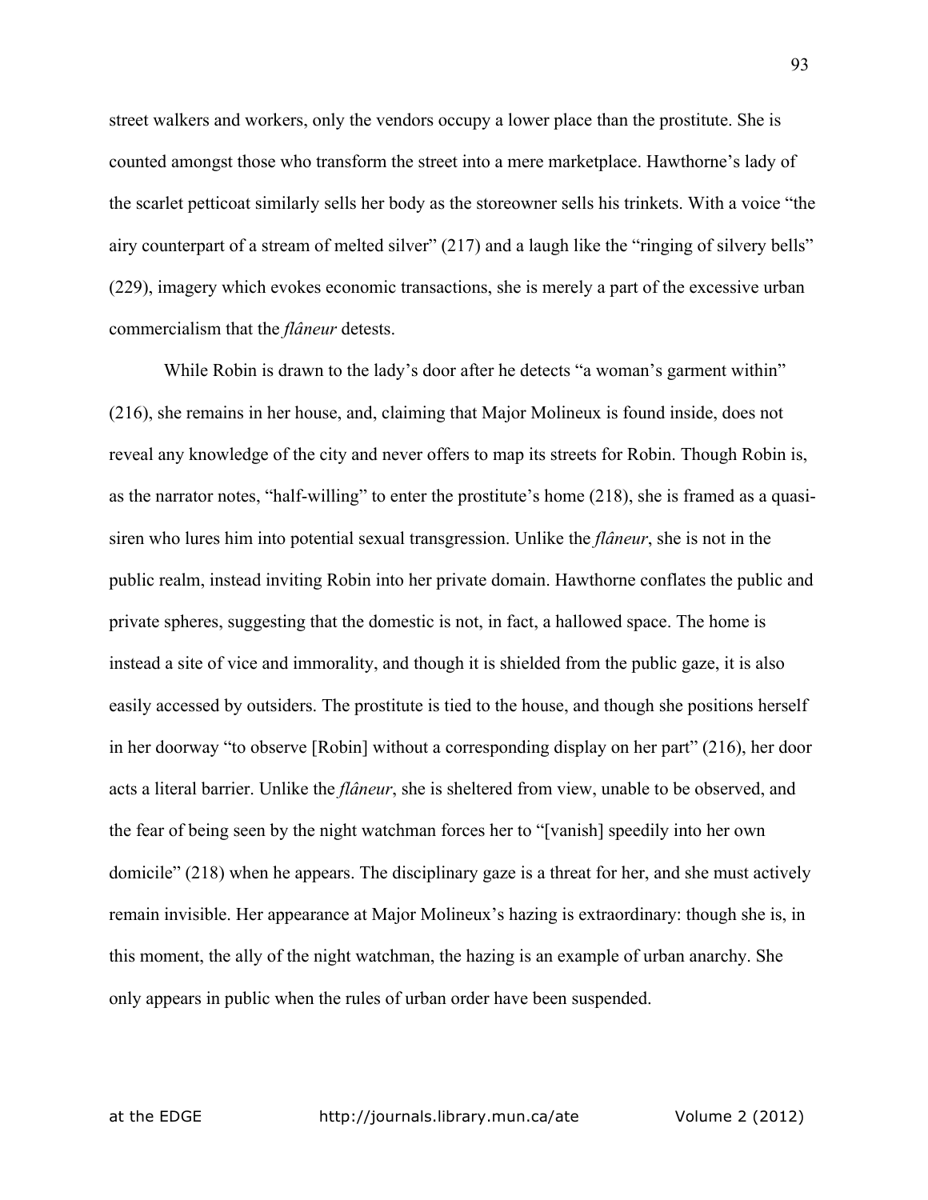street walkers and workers, only the vendors occupy a lower place than the prostitute. She is counted amongst those who transform the street into a mere marketplace. Hawthorne's lady of the scarlet petticoat similarly sells her body as the storeowner sells his trinkets. With a voice "the airy counterpart of a stream of melted silver" (217) and a laugh like the "ringing of silvery bells" (229), imagery which evokes economic transactions, she is merely a part of the excessive urban commercialism that the *flâneur* detests.

While Robin is drawn to the lady's door after he detects "a woman's garment within" (216), she remains in her house, and, claiming that Major Molineux is found inside, does not reveal any knowledge of the city and never offers to map its streets for Robin. Though Robin is, as the narrator notes, "half-willing" to enter the prostitute's home (218), she is framed as a quasi-siren who lures him into potential sexual transgression. Unlike the *flâneur*, she is not in the public realm, instead inviting Robin into her private domain. Hawthorne conflates the public and private spheres, suggesting that the domestic is not, in fact, a hallowed space. The home is instead a site of vice and immorality, and though it is shielded from the public gaze, it is also easily accessed by outsiders. The prostitute is tied to the house, and though she positions herself in her doorway "to observe [Robin] without a corresponding display on her part" (216), her door acts a literal barrier. Unlike the *flâneur*, she is sheltered from view, unable to be observed, and the fear of being seen by the night watchman forces her to "[vanish] speedily into her own domicile" (218) when he appears. The disciplinary gaze is a threat for her, and she must actively remain invisible. Her appearance at Major Molineux's hazing is extraordinary: though she is, in this moment, the ally of the night watchman, the hazing is an example of urban anarchy. She only appears in public when the rules of urban order have been suspended.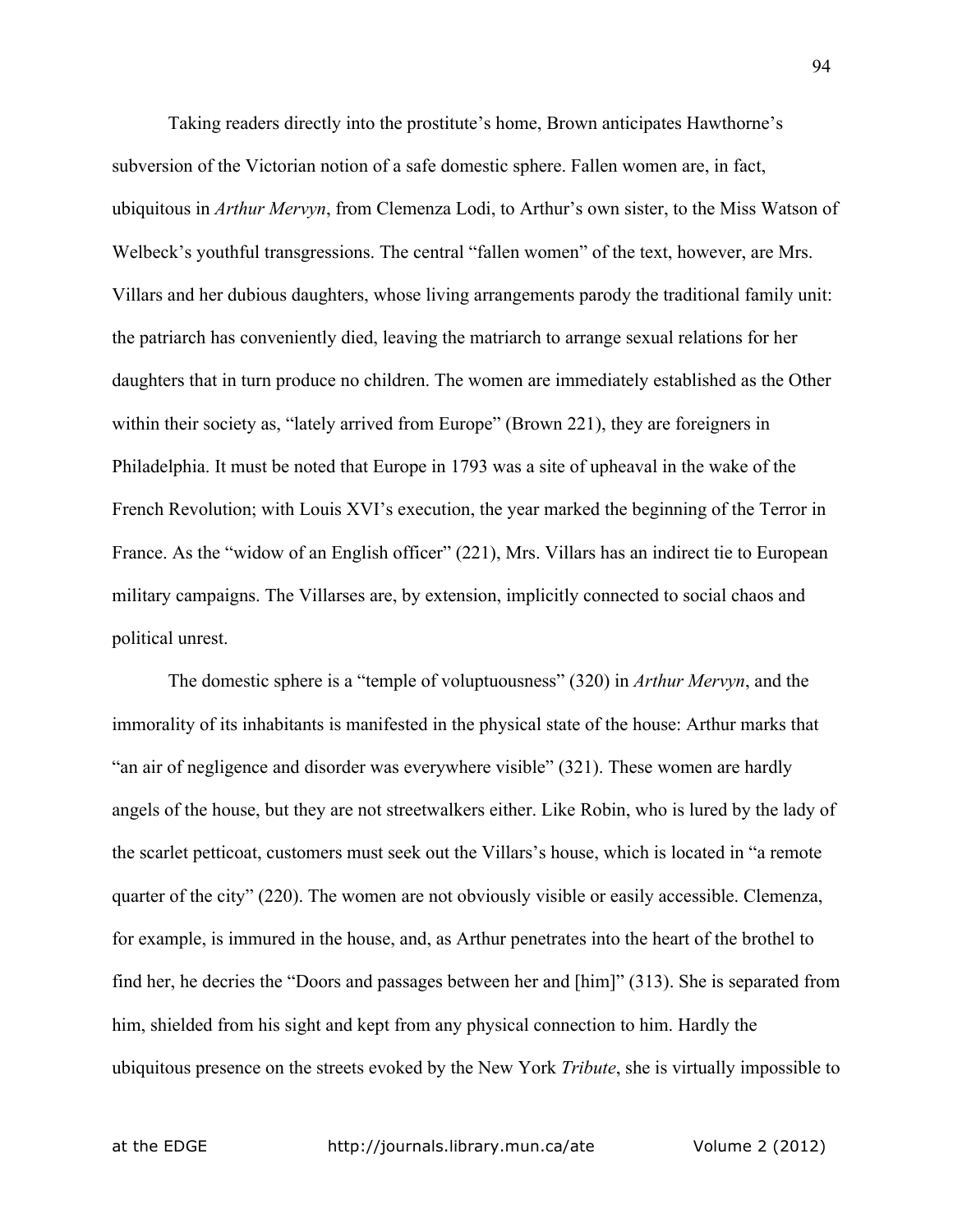Taking readers directly into the prostitute's home, Brown anticipates Hawthorne's subversion of the Victorian notion of a safe domestic sphere. Fallen women are, in fact, ubiquitous in *Arthur Mervyn*, from Clemenza Lodi, to Arthur's own sister, to the Miss Watson of Welbeck's youthful transgressions. The central "fallen women" of the text, however, are Mrs. Villars and her dubious daughters, whose living arrangements parody the traditional family unit: the patriarch has conveniently died, leaving the matriarch to arrange sexual relations for her daughters that in turn produce no children. The women are immediately established as the Other within their society as, "lately arrived from Europe" (Brown 221), they are foreigners in Philadelphia. It must be noted that Europe in 1793 was a site of upheaval in the wake of the French Revolution; with Louis XVI's execution, the year marked the beginning of the Terror in France. As the "widow of an English officer" (221), Mrs. Villars has an indirect tie to European military campaigns. The Villarses are, by extension, implicitly connected to social chaos and political unrest.

The domestic sphere is a "temple of voluptuousness" (320) in *Arthur Mervyn*, and the immorality of its inhabitants is manifested in the physical state of the house: Arthur marks that "an air of negligence and disorder was everywhere visible" (321). These women are hardly angels of the house, but they are not streetwalkers either. Like Robin, who is lured by the lady of the scarlet petticoat, customers must seek out the Villars's house, which is located in "a remote quarter of the city" (220). The women are not obviously visible or easily accessible. Clemenza, for example, is immured in the house, and, as Arthur penetrates into the heart of the brothel to find her, he decries the "Doors and passages between her and [him]" (313). She is separated from him, shielded from his sight and kept from any physical connection to him. Hardly the ubiquitous presence on the streets evoked by the New York *Tribute*, she is virtually impossible to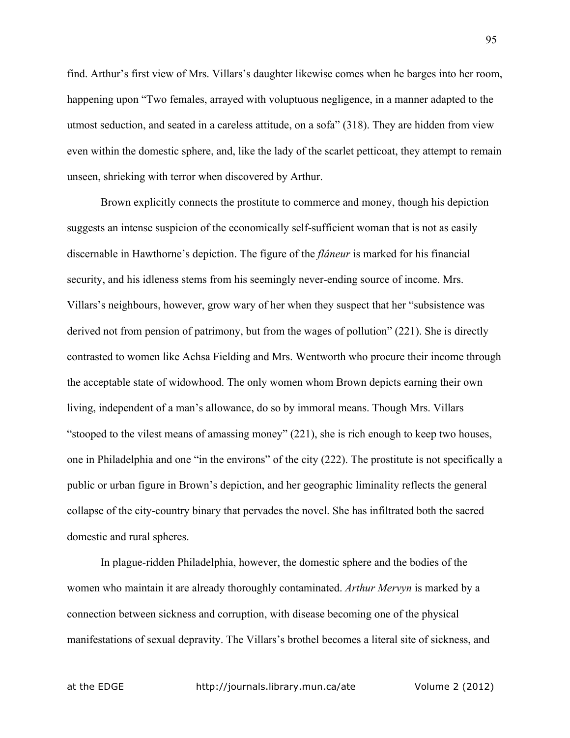find. Arthur's first view of Mrs. Villars's daughter likewise comes when he barges into her room, happening upon "Two females, arrayed with voluptuous negligence, in a manner adapted to the utmost seduction, and seated in a careless attitude, on a sofa" (318). They are hidden from view even within the domestic sphere, and, like the lady of the scarlet petticoat, they attempt to remain unseen, shrieking with terror when discovered by Arthur.

Brown explicitly connects the prostitute to commerce and money, though his depiction suggests an intense suspicion of the economically self-sufficient woman that is not as easily discernable in Hawthorne's depiction. The figure of the *flâneur* is marked for his financial security, and his idleness stems from his seemingly never-ending source of income. Mrs. Villars's neighbours, however, grow wary of her when they suspect that her "subsistence was derived not from pension of patrimony, but from the wages of pollution" (221). She is directly contrasted to women like Achsa Fielding and Mrs. Wentworth who procure their income through the acceptable state of widowhood. The only women whom Brown depicts earning their own living, independent of a man's allowance, do so by immoral means. Though Mrs. Villars "stooped to the vilest means of amassing money" (221), she is rich enough to keep two houses, one in Philadelphia and one "in the environs" of the city (222). The prostitute is not specifically a public or urban figure in Brown's depiction, and her geographic liminality reflects the general collapse of the city-country binary that pervades the novel. She has infiltrated both the sacred domestic and rural spheres.

In plague-ridden Philadelphia, however, the domestic sphere and the bodies of the women who maintain it are already thoroughly contaminated. *Arthur Mervyn* is marked by a connection between sickness and corruption, with disease becoming one of the physical manifestations of sexual depravity. The Villars's brothel becomes a literal site of sickness, and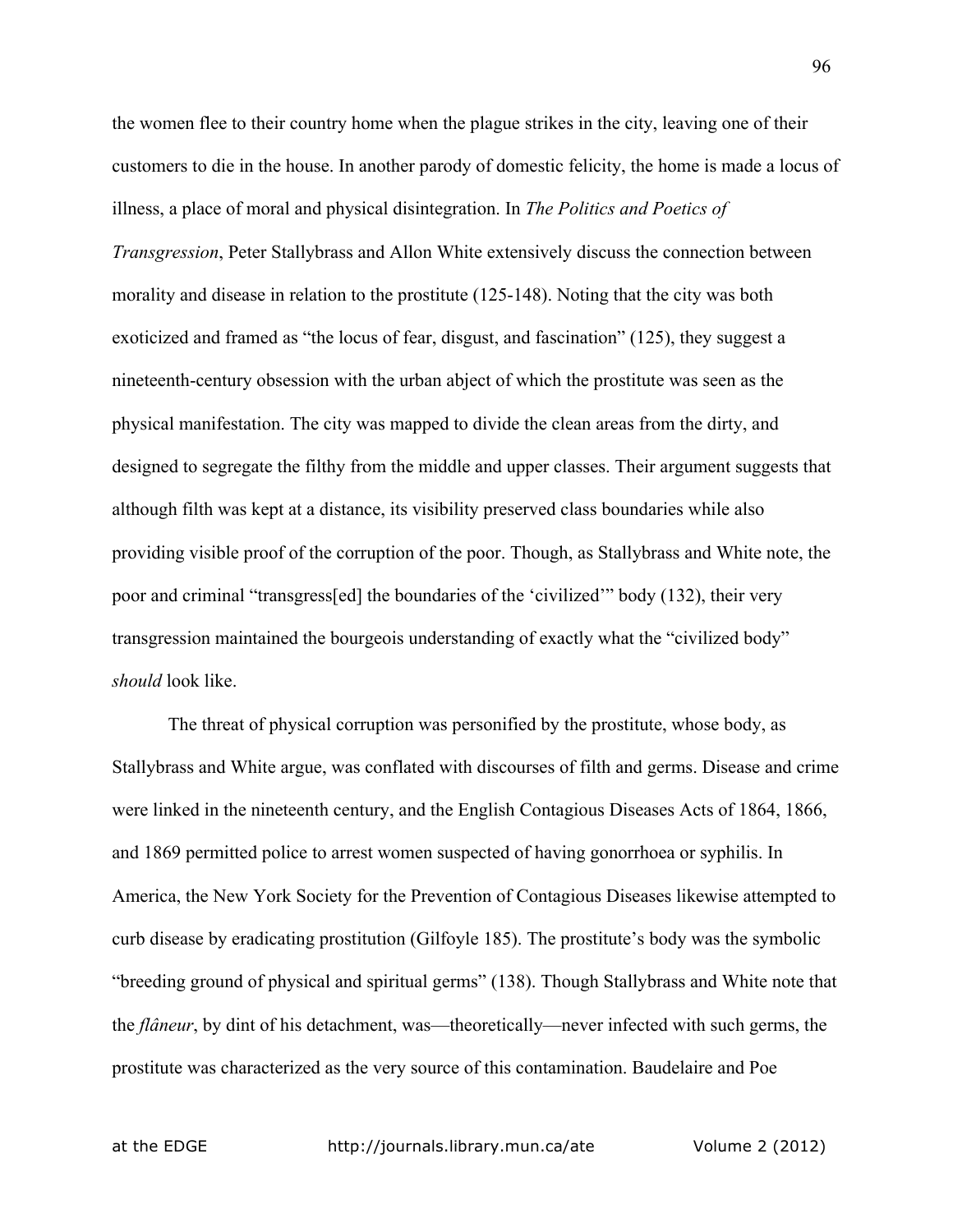the women flee to their country home when the plague strikes in the city, leaving one of their customers to die in the house. In another parody of domestic felicity, the home is made a locus of illness, a place of moral and physical disintegration. In *The Politics and Poetics of Transgression*, Peter Stallybrass and Allon White extensively discuss the connection between morality and disease in relation to the prostitute (125-148). Noting that the city was both exoticized and framed as "the locus of fear, disgust, and fascination" (125), they suggest a nineteenth-century obsession with the urban abject of which the prostitute was seen as the physical manifestation. The city was mapped to divide the clean areas from the dirty, and designed to segregate the filthy from the middle and upper classes. Their argument suggests that although filth was kept at a distance, its visibility preserved class boundaries while also providing visible proof of the corruption of the poor. Though, as Stallybrass and White note, the poor and criminal "transgress[ed] the boundaries of the 'civilized'" body (132), their very transgression maintained the bourgeois understanding of exactly what the "civilized body" *should* look like.

The threat of physical corruption was personified by the prostitute, whose body, as Stallybrass and White argue, was conflated with discourses of filth and germs. Disease and crime were linked in the nineteenth century, and the English Contagious Diseases Acts of 1864, 1866, and 1869 permitted police to arrest women suspected of having gonorrhoea or syphilis. In America, the New York Society for the Prevention of Contagious Diseases likewise attempted to curb disease by eradicating prostitution (Gilfoyle 185). The prostitute's body was the symbolic "breeding ground of physical and spiritual germs" (138). Though Stallybrass and White note that the *flâneur*, by dint of his detachment, was—theoretically—never infected with such germs, the prostitute was characterized as the very source of this contamination. Baudelaire and Poe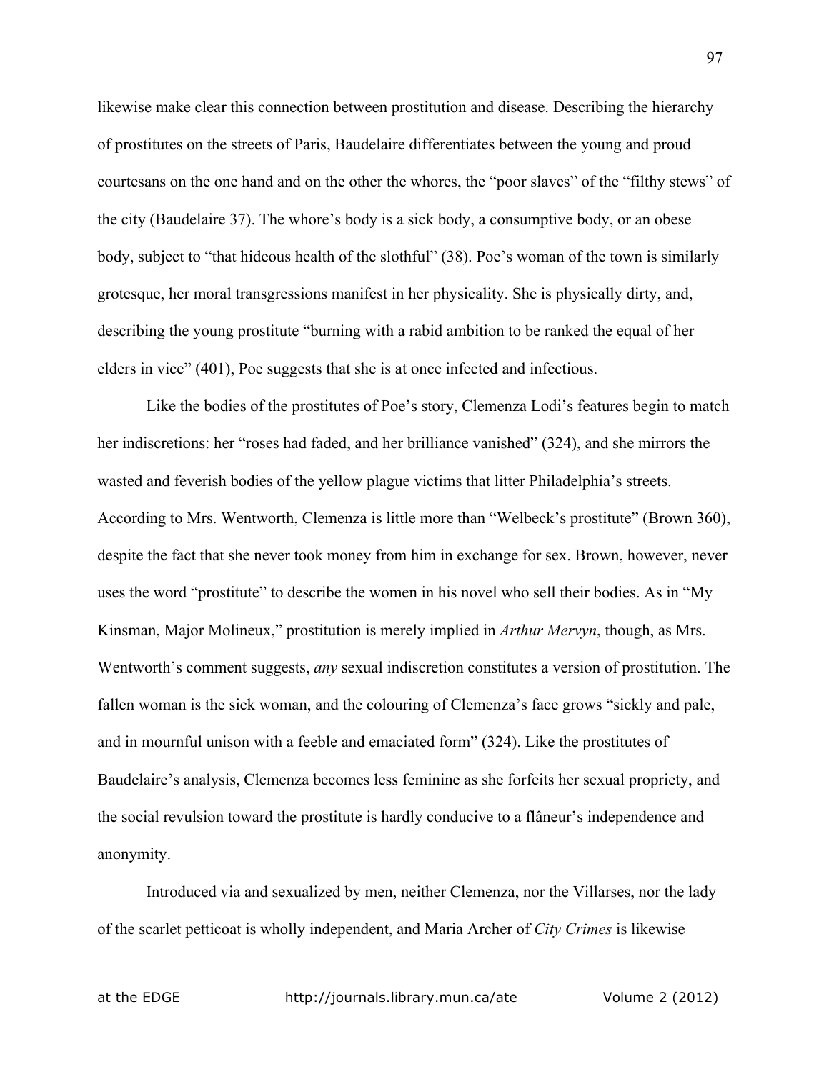likewise make clear this connection between prostitution and disease. Describing the hierarchy of prostitutes on the streets of Paris, Baudelaire differentiates between the young and proud courtesans on the one hand and on the other the whores, the "poor slaves" of the "filthy stews" of the city (Baudelaire 37). The whore's body is a sick body, a consumptive body, or an obese body, subject to "that hideous health of the slothful" (38). Poe's woman of the town is similarly grotesque, her moral transgressions manifest in her physicality. She is physically dirty, and, describing the young prostitute "burning with a rabid ambition to be ranked the equal of her elders in vice" (401), Poe suggests that she is at once infected and infectious.

Like the bodies of the prostitutes of Poe's story, Clemenza Lodi's features begin to match her indiscretions: her "roses had faded, and her brilliance vanished" (324), and she mirrors the wasted and feverish bodies of the yellow plague victims that litter Philadelphia's streets. According to Mrs. Wentworth, Clemenza is little more than "Welbeck's prostitute" (Brown 360), despite the fact that she never took money from him in exchange for sex. Brown, however, never uses the word "prostitute" to describe the women in his novel who sell their bodies. As in "My Kinsman, Major Molineux," prostitution is merely implied in *Arthur Mervyn*, though, as Mrs. Wentworth's comment suggests, *any* sexual indiscretion constitutes a version of prostitution. The fallen woman is the sick woman, and the colouring of Clemenza's face grows "sickly and pale, and in mournful unison with a feeble and emaciated form" (324). Like the prostitutes of Baudelaire's analysis, Clemenza becomes less feminine as she forfeits her sexual propriety, and the social revulsion toward the prostitute is hardly conducive to a flâneur's independence and anonymity.

Introduced via and sexualized by men, neither Clemenza, nor the Villarses, nor the lady of the scarlet petticoat is wholly independent, and Maria Archer of *City Crimes* is likewise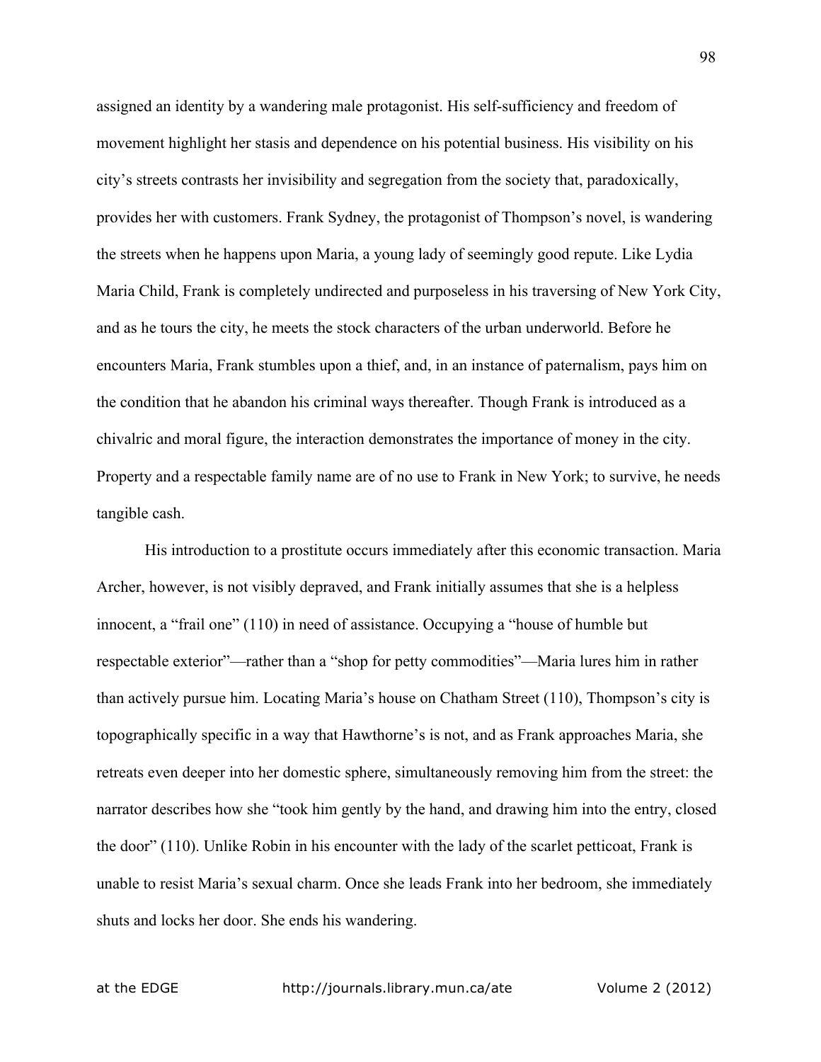assigned an identity by a wandering male protagonist. His self-sufficiency and freedom of movement highlight her stasis and dependence on his potential business. His visibility on his city's streets contrasts her invisibility and segregation from the society that, paradoxically, provides her with customers. Frank Sydney, the protagonist of Thompson's novel, is wandering the streets when he happens upon Maria, a young lady of seemingly good repute. Like Lydia Maria Child, Frank is completely undirected and purposeless in his traversing of New York City, and as he tours the city, he meets the stock characters of the urban underworld. Before he encounters Maria, Frank stumbles upon a thief, and, in an instance of paternalism, pays him on the condition that he abandon his criminal ways thereafter. Though Frank is introduced as a chivalric and moral figure, the interaction demonstrates the importance of money in the city. Property and a respectable family name are of no use to Frank in New York; to survive, he needs tangible cash.

His introduction to a prostitute occurs immediately after this economic transaction. Maria Archer, however, is not visibly depraved, and Frank initially assumes that she is a helpless innocent, a "frail one" (110) in need of assistance. Occupying a "house of humble but respectable exterior"—rather than a "shop for petty commodities"—Maria lures him in rather than actively pursue him. Locating Maria's house on Chatham Street (110), Thompson's city is topographically specific in a way that Hawthorne's is not, and as Frank approaches Maria, she retreats even deeper into her domestic sphere, simultaneously removing him from the street: the narrator describes how she "took him gently by the hand, and drawing him into the entry, closed the door" (110). Unlike Robin in his encounter with the lady of the scarlet petticoat, Frank is unable to resist Maria's sexual charm. Once she leads Frank into her bedroom, she immediately shuts and locks her door. She ends his wandering.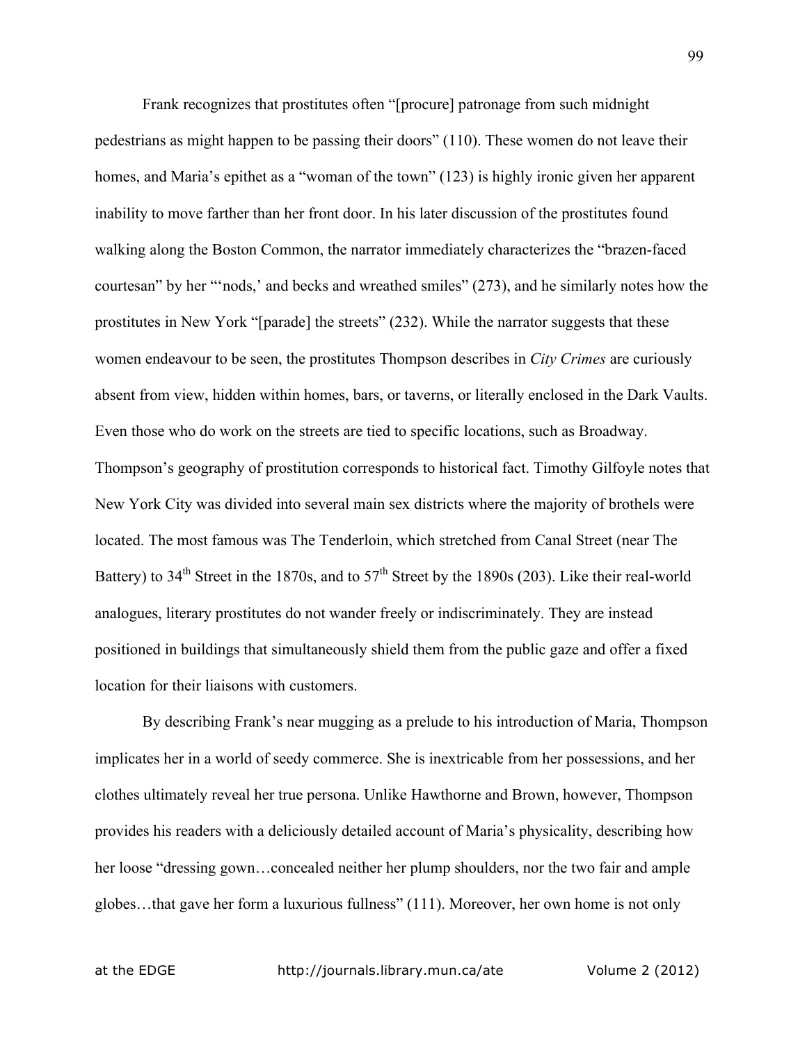Frank recognizes that prostitutes often "[procure] patronage from such midnight pedestrians as might happen to be passing their doors" (110). These women do not leave their homes, and Maria's epithet as a "woman of the town" (123) is highly ironic given her apparent inability to move farther than her front door. In his later discussion of the prostitutes found walking along the Boston Common, the narrator immediately characterizes the "brazen-faced courtesan" by her "'nods,' and becks and wreathed smiles" (273), and he similarly notes how the prostitutes in New York "[parade] the streets" (232). While the narrator suggests that these women endeavour to be seen, the prostitutes Thompson describes in *City Crimes* are curiously absent from view, hidden within homes, bars, or taverns, or literally enclosed in the Dark Vaults. Even those who do work on the streets are tied to specific locations, such as Broadway. Thompson's geography of prostitution corresponds to historical fact. Timothy Gilfoyle notes that New York City was divided into several main sex districts where the majority of brothels were located. The most famous was The Tenderloin, which stretched from Canal Street (near The Battery) to 34th Street in the 1870s, and to 57th Street by the 1890s (203). Like their real-world analogues, literary prostitutes do not wander freely or indiscriminately. They are instead positioned in buildings that simultaneously shield them from the public gaze and offer a fixed location for their liaisons with customers.

By describing Frank's near mugging as a prelude to his introduction of Maria, Thompson implicates her in a world of seedy commerce. She is inextricable from her possessions, and her clothes ultimately reveal her true persona. Unlike Hawthorne and Brown, however, Thompson provides his readers with a deliciously detailed account of Maria's physicality, describing how her loose "dressing gown…concealed neither her plump shoulders, nor the two fair and ample globes…that gave her form a luxurious fullness" (111). Moreover, her own home is not only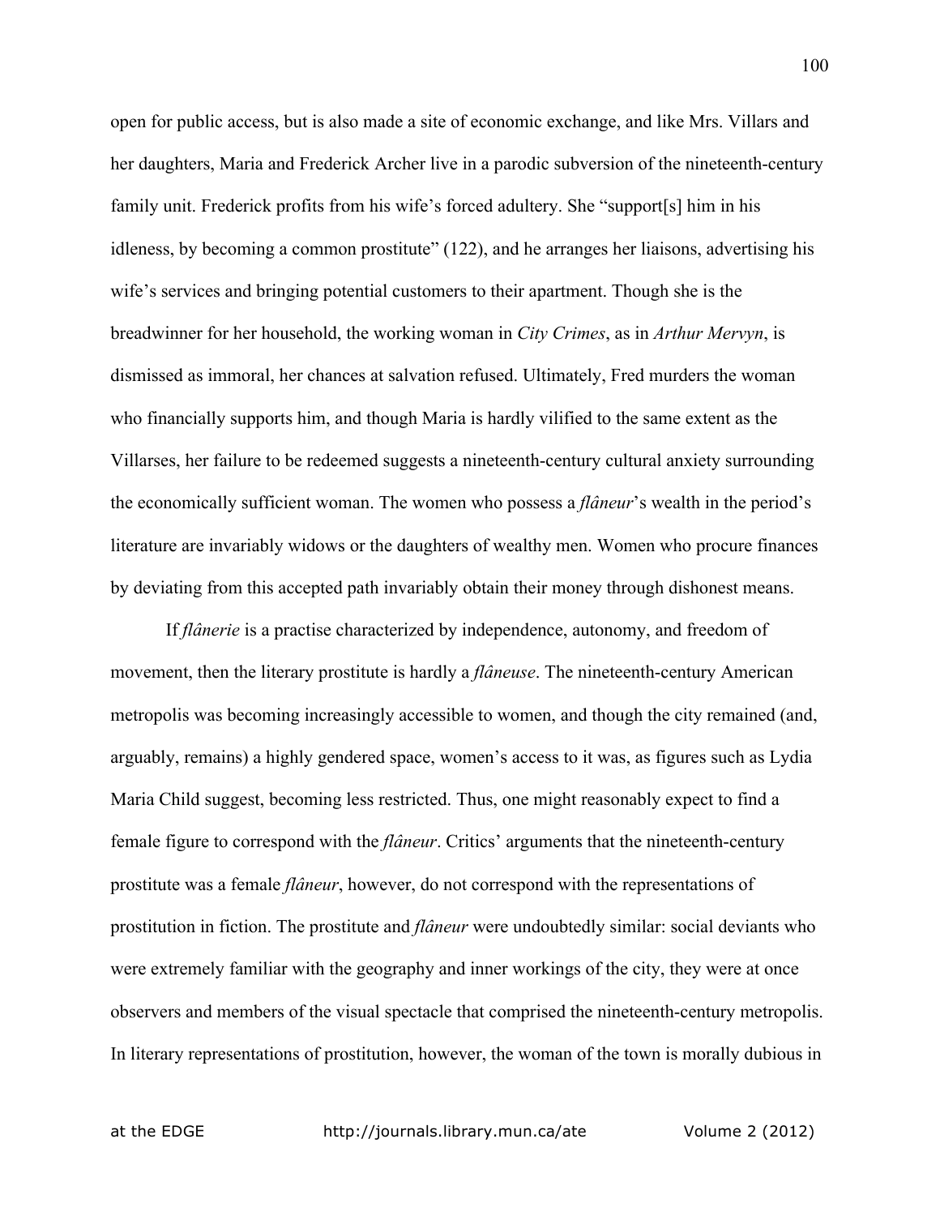open for public access, but is also made a site of economic exchange, and like Mrs. Villars and her daughters, Maria and Frederick Archer live in a parodic subversion of the nineteenth-century family unit. Frederick profits from his wife's forced adultery. She "support[s] him in his idleness, by becoming a common prostitute" (122), and he arranges her liaisons, advertising his wife's services and bringing potential customers to their apartment. Though she is the breadwinner for her household, the working woman in *City Crimes*, as in *Arthur Mervyn*, is dismissed as immoral, her chances at salvation refused. Ultimately, Fred murders the woman who financially supports him, and though Maria is hardly vilified to the same extent as the Villarses, her failure to be redeemed suggests a nineteenth-century cultural anxiety surrounding the economically sufficient woman. The women who possess a *flâneur*'s wealth in the period's literature are invariably widows or the daughters of wealthy men. Women who procure finances by deviating from this accepted path invariably obtain their money through dishonest means.

If *flânerie* is a practise characterized by independence, autonomy, and freedom of movement, then the literary prostitute is hardly a *flâneuse*. The nineteenth-century American metropolis was becoming increasingly accessible to women, and though the city remained (and, arguably, remains) a highly gendered space, women's access to it was, as figures such as Lydia Maria Child suggest, becoming less restricted. Thus, one might reasonably expect to find a female figure to correspond with the *flâneur*. Critics' arguments that the nineteenth-century prostitute was a female *flâneur*, however, do not correspond with the representations of prostitution in fiction. The prostitute and *flâneur* were undoubtedly similar: social deviants who were extremely familiar with the geography and inner workings of the city, they were at once observers and members of the visual spectacle that comprised the nineteenth-century metropolis. In literary representations of prostitution, however, the woman of the town is morally dubious in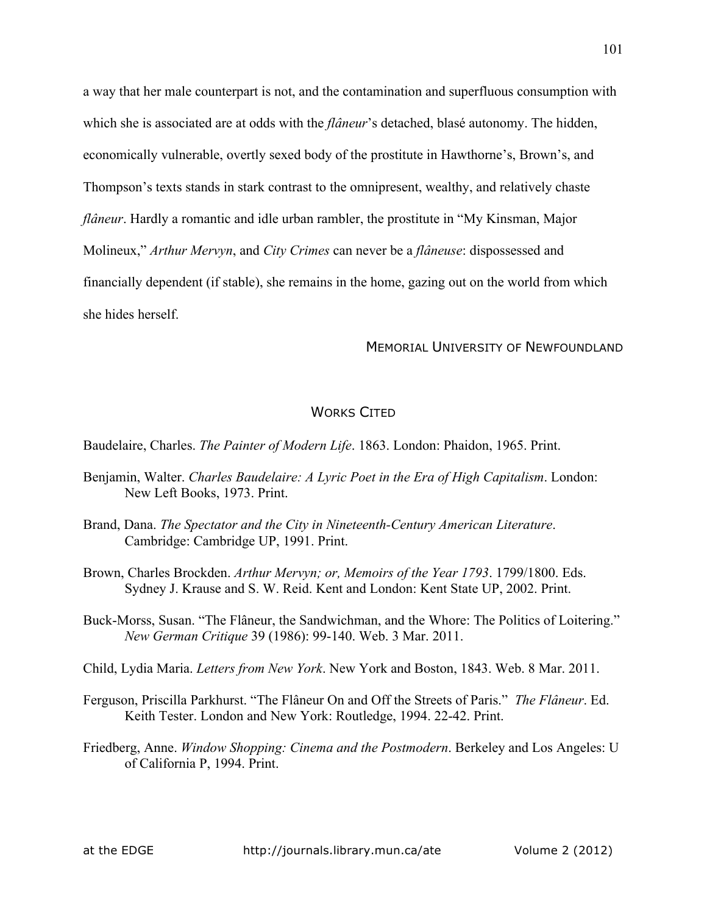a way that her male counterpart is not, and the contamination and superfluous consumption with which she is associated are at odds with the *flâneur*'s detached, blasé autonomy. The hidden, economically vulnerable, overtly sexed body of the prostitute in Hawthorne's, Brown's, and Thompson's texts stands in stark contrast to the omnipresent, wealthy, and relatively chaste *flâneur*. Hardly a romantic and idle urban rambler, the prostitute in "My Kinsman, Major Molineux," *Arthur Mervyn*, and *City Crimes* can never be a *flâneuse*: dispossessed and financially dependent (if stable), she remains in the home, gazing out on the world from which she hides herself.

MEMORIAL UNIVERSITY OF NEWFOUNDLAND

## WORKS CITED

Baudelaire, Charles. *The Painter of Modern Life*. 1863. London: Phaidon, 1965. Print.

Benjamin, Walter. *Charles Baudelaire: A Lyric Poet in the Era of High Capitalism*. London: New Left Books, 1973. Print.

Brand, Dana. *The Spectator and the City in Nineteenth-Century American Literature*. Cambridge: Cambridge UP, 1991. Print.

Brown, Charles Brockden. *Arthur Mervyn; or, Memoirs of the Year 1793*. 1799/1800. Eds. Sydney J. Krause and S. W. Reid. Kent and London: Kent State UP, 2002. Print.

Buck-Morss, Susan. "The Flâneur, the Sandwichman, and the Whore: The Politics of Loitering." *New German Critique* 39 (1986): 99-140. Web. 3 Mar. 2011.

Child, Lydia Maria. *Letters from New York*. New York and Boston, 1843. Web. 8 Mar. 2011.

Ferguson, Priscilla Parkhurst. "The Flâneur On and Off the Streets of Paris." *The Flâneur*. Ed. Keith Tester. London and New York: Routledge, 1994. 22-42. Print.

Friedberg, Anne. *Window Shopping: Cinema and the Postmodern*. Berkeley and Los Angeles: U of California P, 1994. Print.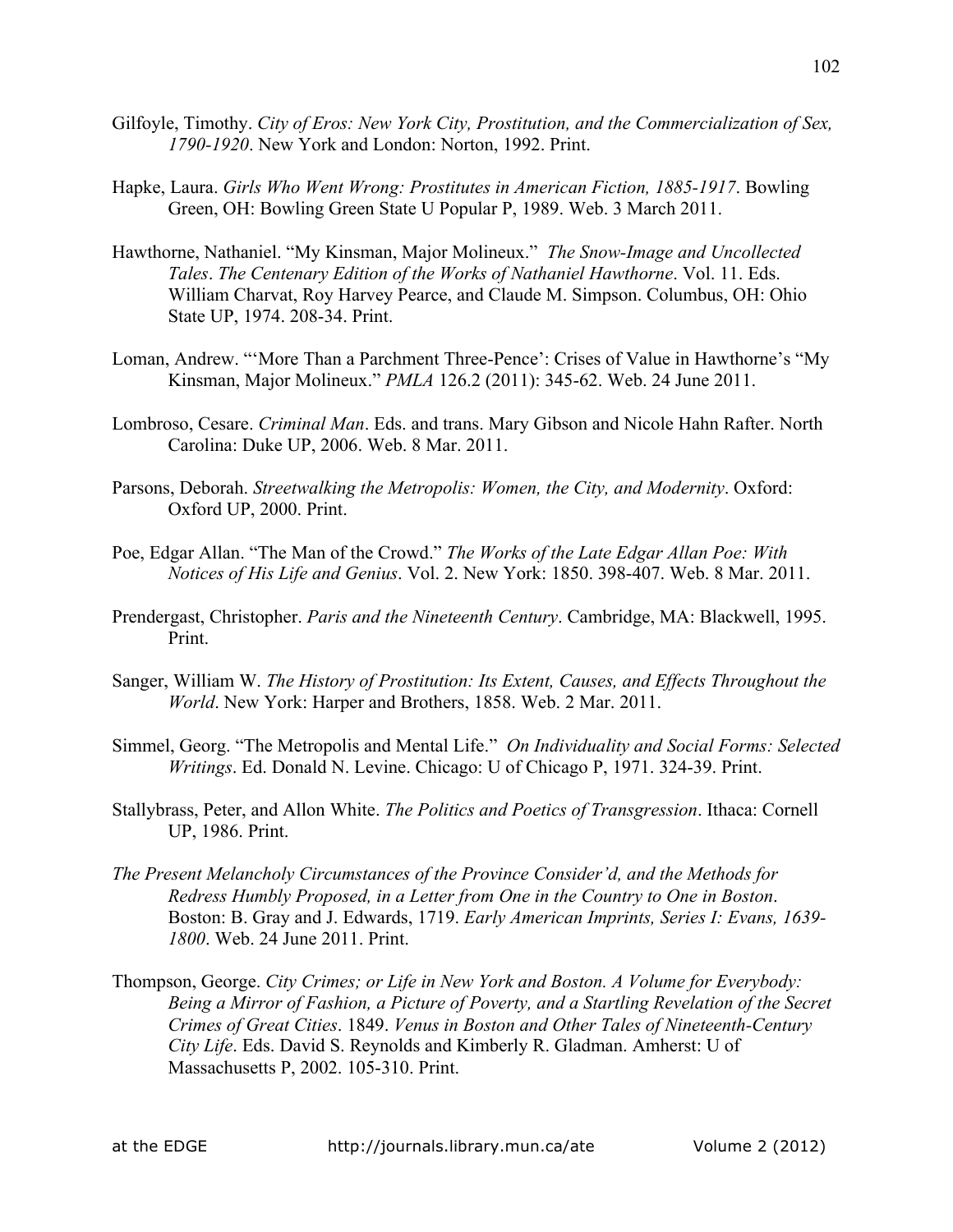Gilfoyle, Timothy. *City of Eros: New York City, Prostitution, and the Commercialization of Sex, 1790-1920*. New York and London: Norton, 1992. Print.

Hapke, Laura. *Girls Who Went Wrong: Prostitutes in American Fiction, 1885-1917*. Bowling Green, OH: Bowling Green State U Popular P, 1989. Web. 3 March 2011.

Hawthorne, Nathaniel. "My Kinsman, Major Molineux." *The Snow-Image and Uncollected Tales*. *The Centenary Edition of the Works of Nathaniel Hawthorne*. Vol. 11. Eds. William Charvat, Roy Harvey Pearce, and Claude M. Simpson. Columbus, OH: Ohio State UP, 1974. 208-34. Print.

Loman, Andrew. "'More Than a Parchment Three-Pence': Crises of Value in Hawthorne's "My Kinsman, Major Molineux." *PMLA* 126.2 (2011): 345-62. Web. 24 June 2011.

Lombroso, Cesare. *Criminal Man*. Eds. and trans. Mary Gibson and Nicole Hahn Rafter. North Carolina: Duke UP, 2006. Web. 8 Mar. 2011.

Parsons, Deborah. *Streetwalking the Metropolis: Women, the City, and Modernity*. Oxford: Oxford UP, 2000. Print.

Poe, Edgar Allan. "The Man of the Crowd." *The Works of the Late Edgar Allan Poe: With Notices of His Life and Genius*. Vol. 2. New York: 1850. 398-407. Web. 8 Mar. 2011.

Prendergast, Christopher. *Paris and the Nineteenth Century*. Cambridge, MA: Blackwell, 1995. Print.

Sanger, William W. *The History of Prostitution: Its Extent, Causes, and Effects Throughout the World*. New York: Harper and Brothers, 1858. Web. 2 Mar. 2011.

Simmel, Georg. "The Metropolis and Mental Life." *On Individuality and Social Forms: Selected Writings*. Ed. Donald N. Levine. Chicago: U of Chicago P, 1971. 324-39. Print.

Stallybrass, Peter, and Allon White. *The Politics and Poetics of Transgression*. Ithaca: Cornell UP, 1986. Print.

*The Present Melancholy Circumstances of the Province Consider'd, and the Methods for Redress Humbly Proposed, in a Letter from One in the Country to One in Boston*. Boston: B. Gray and J. Edwards, 1719. *Early American Imprints, Series I: Evans, 1639-1800*. Web. 24 June 2011. Print.

Thompson, George. *City Crimes; or Life in New York and Boston. A Volume for Everybody: Being a Mirror of Fashion, a Picture of Poverty, and a Startling Revelation of the Secret Crimes of Great Cities*. 1849. *Venus in Boston and Other Tales of Nineteenth-Century City Life*. Eds. David S. Reynolds and Kimberly R. Gladman. Amherst: U of Massachusetts P, 2002. 105-310. Print.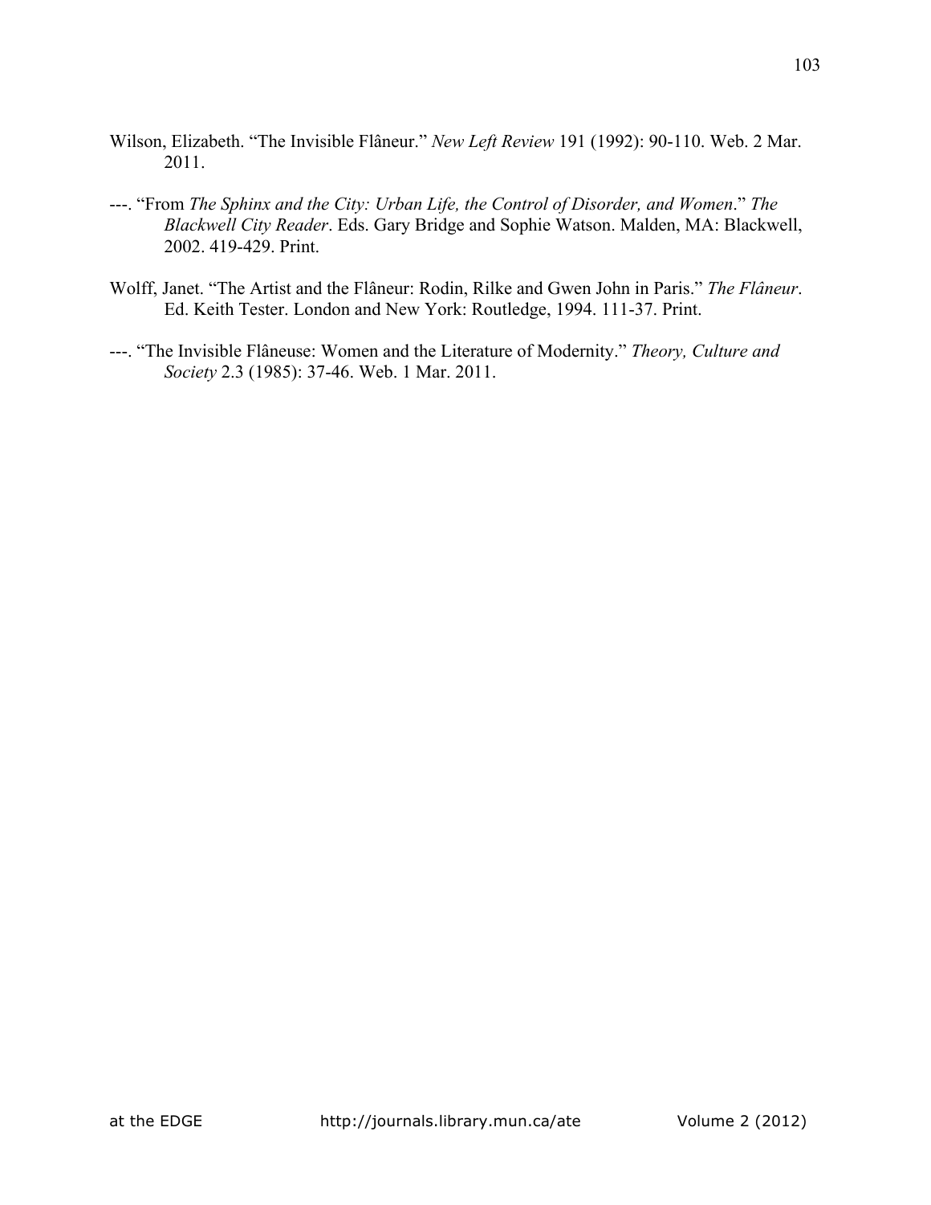Wilson, Elizabeth. "The Invisible Flâneur." *New Left Review* 191 (1992): 90-110. Web. 2 Mar. 2011.

---. "From *The Sphinx and the City: Urban Life, the Control of Disorder, and Women*." *The Blackwell City Reader*. Eds. Gary Bridge and Sophie Watson. Malden, MA: Blackwell, 2002. 419-429. Print.

Wolff, Janet. "The Artist and the Flâneur: Rodin, Rilke and Gwen John in Paris." *The Flâneur*. Ed. Keith Tester. London and New York: Routledge, 1994. 111-37. Print.

---. "The Invisible Flâneuse: Women and the Literature of Modernity." *Theory, Culture and Society* 2.3 (1985): 37-46. Web. 1 Mar. 2011.